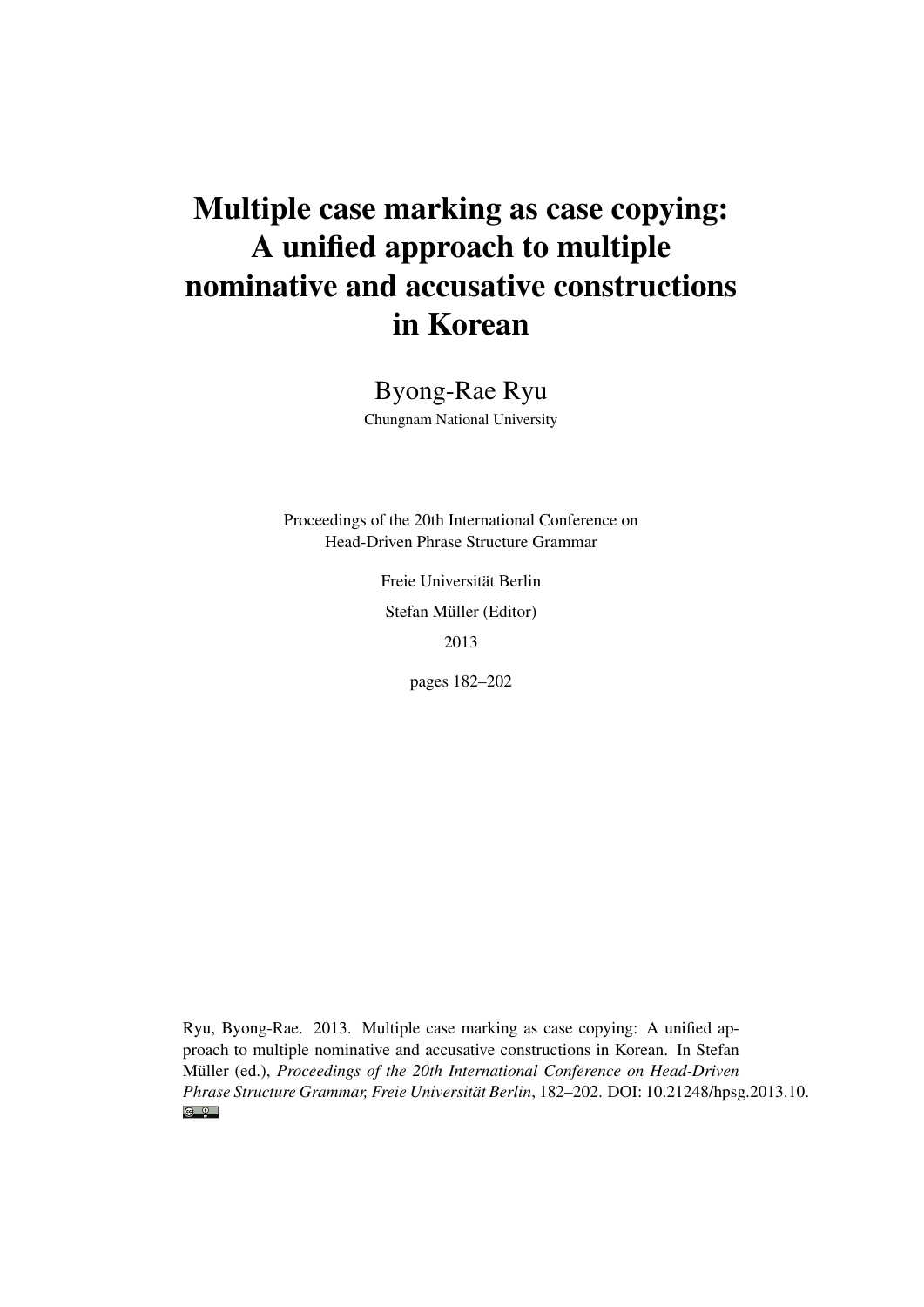# Multiple case marking as case copying: A unified approach to multiple nominative and accusative constructions in Korean

Byong-Rae Ryu

Chungnam National University

Proceedings of the 20th International Conference on Head-Driven Phrase Structure Grammar

Freie Universität Berlin

Stefan Müller (Editor)

2013

pages 182–202

Ryu, Byong-Rae. 2013. Multiple case marking as case copying: A unified approach to multiple nominative and accusative constructions in Korean. In Stefan Müller (ed.), *Proceedings of the 20th International Conference on Head-Driven Phrase Structure Grammar, Freie Universität Berlin*, 182–202. DOI: 10.21248/hpsg.2013.10.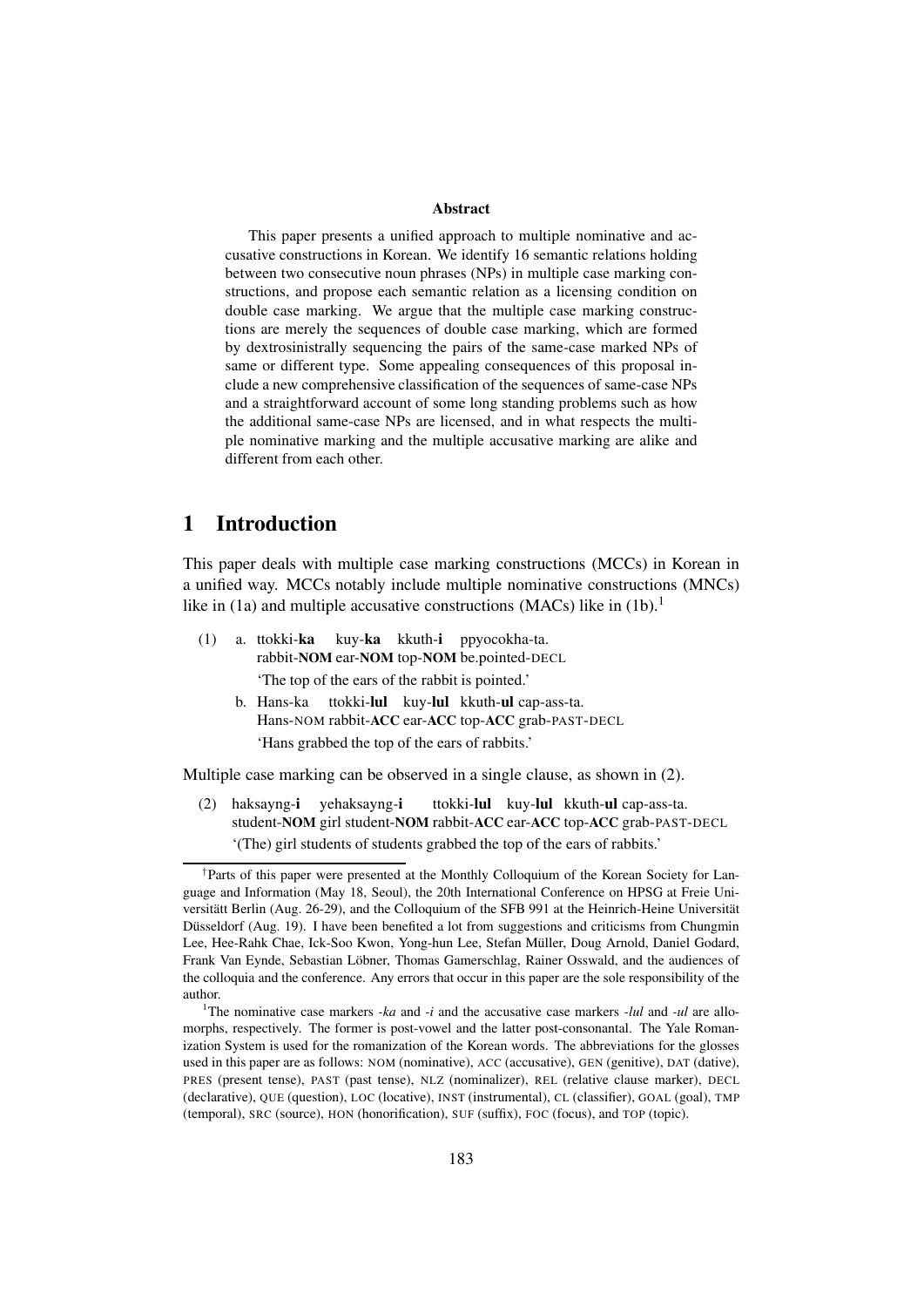**Abstract**

This paper presents a unified approach to multiple nominative and accusative constructions in Korean. We identify 16 semantic relations holding between two consecutive noun phrases (NPs) in multiple case marking constructions, and propose each semantic relation as a licensing condition on double case marking. We argue that the multiple case marking constructions are merely the sequences of double case marking, which are formed by dextrosinistrally sequencing the pairs of the same-case marked NPs of same or different type. Some appealing consequences of this proposal include a new comprehensive classification of the sequences of same-case NPs and a straightforward account of some long standing problems such as how the additional same-case NPs are licensed, and in what respects the multiple nominative marking and the multiple accusative marking are alike and different from each other.

# 1 Introduction

This paper deals with multiple case marking constructions (MCCs) in Korean in a unified way. MCCs notably include multiple nominative constructions (MNCs) like in (1a) and multiple accusative constructions (MACs) like in (1b).[1]

(1) a. ttokki-**ka** kuy-**ka** kkuth-**i** ppyocokha-ta.
rabbit-**NOM** ear-**NOM** top-**NOM** be.pointed-DECL
'The top of the ears of the rabbit is pointed.'

b. Hans-ka ttokki-**lul** kuy-**lul** kkuth-**ul** cap-ass-ta.
Hans-NOM rabbit-**ACC** ear-**ACC** top-**ACC** grab-PAST-DECL
'Hans grabbed the top of the ears of rabbits.'

Multiple case marking can be observed in a single clause, as shown in (2).

(2) haksayng-**i** yehaksayng-**i** ttokki-**lul** kuy-**lul** kkuth-**ul** cap-ass-ta.
student-**NOM** girl student-**NOM** rabbit-**ACC** ear-**ACC** top-**ACC** grab-PAST-DECL
'(The) girl students of students grabbed the top of the ears of rabbits.'

---

†Parts of this paper were presented at the Monthly Colloquium of the Korean Society for Language and Information (May 18, Seoul), the 20th International Conference on HPSG at Freie Universität Berlin (Aug. 26-29), and the Colloquium of the SFB 991 at the Heinrich-Heine Universität Düsseldorf (Aug. 19). I have been benefited a lot from suggestions and criticisms from Chungmin Lee, Hee-Rahk Chae, Ick-Soo Kwon, Yong-hun Lee, Stefan Müller, Doug Arnold, Daniel Godard, Frank Van Eynde, Sebastian Löbner, Thomas Gamerschlag, Rainer Osswald, and the audiences of the colloquia and the conference. Any errors that occur in this paper are the sole responsibility of the author.

[1] The nominative case markers *-ka* and *-i* and the accusative case markers *-lul* and *-ul* are allomorphs, respectively. The former is post-vowel and the latter post-consonantal. The Yale Romanization System is used for the romanization of the Korean words. The abbreviations for the glosses used in this paper are as follows: NOM (nominative), ACC (accusative), GEN (genitive), DAT (dative), PRES (present tense), PAST (past tense), NLZ (nominalizer), REL (relative clause marker), DECL (declarative), QUE (question), LOC (locative), INST (instrumental), CL (classifier), GOAL (goal), TMP (temporal), SRC (source), HON (honorification), SUF (suffix), FOC (focus), and TOP (topic).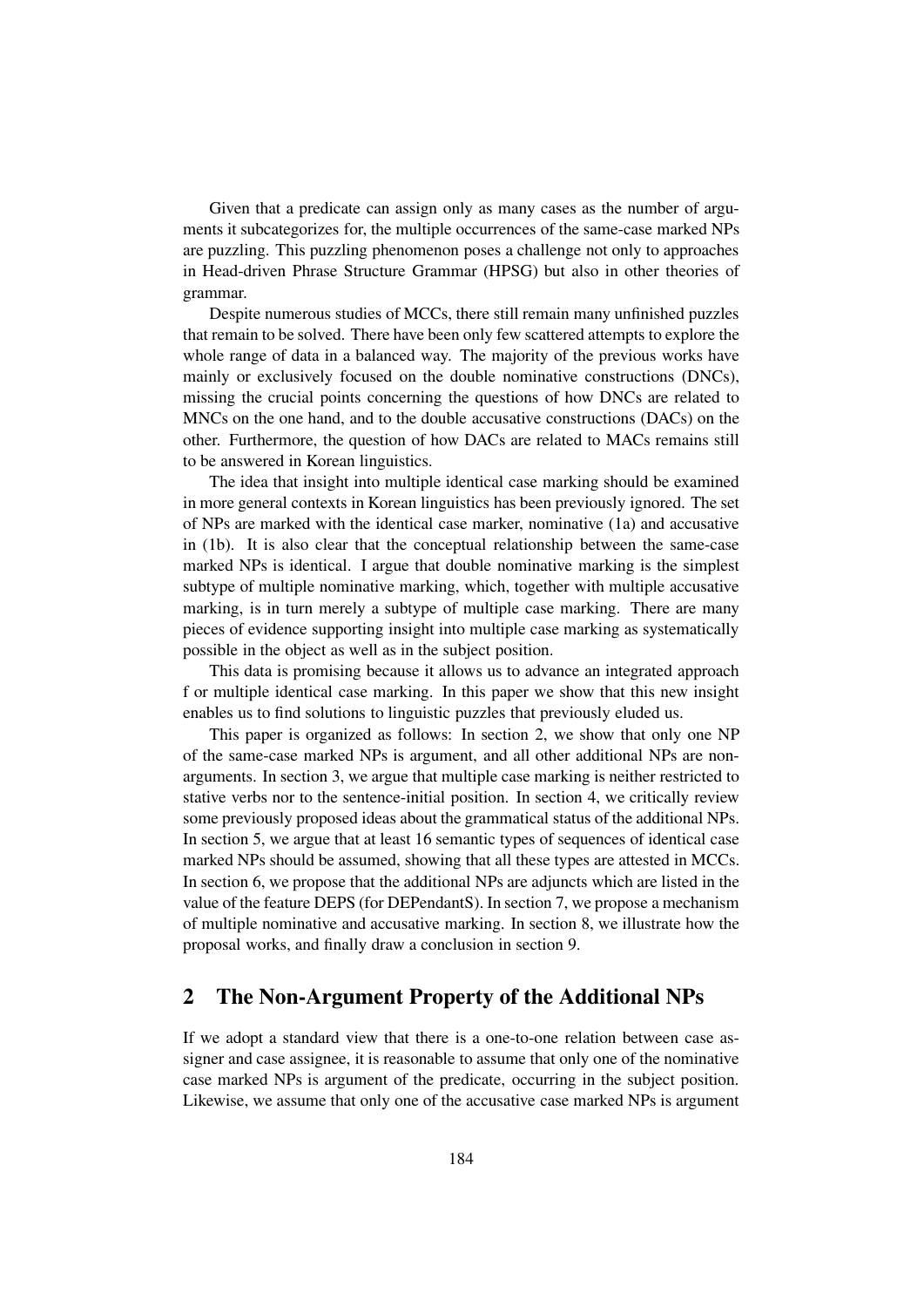Given that a predicate can assign only as many cases as the number of arguments it subcategorizes for, the multiple occurrences of the same-case marked NPs are puzzling. This puzzling phenomenon poses a challenge not only to approaches in Head-driven Phrase Structure Grammar (HPSG) but also in other theories of grammar.

Despite numerous studies of MCCs, there still remain many unfinished puzzles that remain to be solved. There have been only few scattered attempts to explore the whole range of data in a balanced way. The majority of the previous works have mainly or exclusively focused on the double nominative constructions (DNCs), missing the crucial points concerning the questions of how DNCs are related to MNCs on the one hand, and to the double accusative constructions (DACs) on the other. Furthermore, the question of how DACs are related to MACs remains still to be answered in Korean linguistics.

The idea that insight into multiple identical case marking should be examined in more general contexts in Korean linguistics has been previously ignored. The set of NPs are marked with the identical case marker, nominative (1a) and accusative in (1b). It is also clear that the conceptual relationship between the same-case marked NPs is identical. I argue that double nominative marking is the simplest subtype of multiple nominative marking, which, together with multiple accusative marking, is in turn merely a subtype of multiple case marking. There are many pieces of evidence supporting insight into multiple case marking as systematically possible in the object as well as in the subject position.

This data is promising because it allows us to advance an integrated approach f or multiple identical case marking. In this paper we show that this new insight enables us to find solutions to linguistic puzzles that previously eluded us.

This paper is organized as follows: In section 2, we show that only one NP of the same-case marked NPs is argument, and all other additional NPs are non-arguments. In section 3, we argue that multiple case marking is neither restricted to stative verbs nor to the sentence-initial position. In section 4, we critically review some previously proposed ideas about the grammatical status of the additional NPs. In section 5, we argue that at least 16 semantic types of sequences of identical case marked NPs should be assumed, showing that all these types are attested in MCCs. In section 6, we propose that the additional NPs are adjuncts which are listed in the value of the feature DEPS (for DEPendantS). In section 7, we propose a mechanism of multiple nominative and accusative marking. In section 8, we illustrate how the proposal works, and finally draw a conclusion in section 9.

## 2 The Non-Argument Property of the Additional NPs

If we adopt a standard view that there is a one-to-one relation between case assigner and case assignee, it is reasonable to assume that only one of the nominative case marked NPs is argument of the predicate, occurring in the subject position. Likewise, we assume that only one of the accusative case marked NPs is argument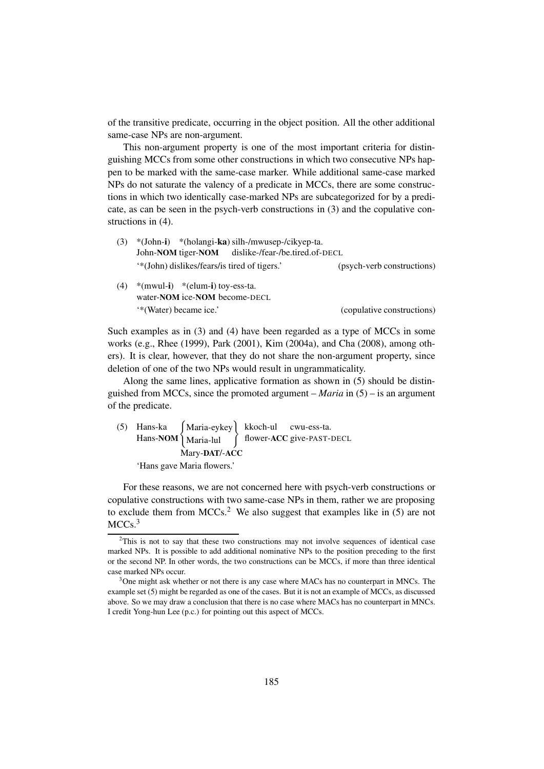of the transitive predicate, occurring in the object position. All the other additional same-case NPs are non-argument.

This non-argument property is one of the most important criteria for distinguishing MCCs from some other constructions in which two consecutive NPs happen to be marked with the same-case marker. While additional same-case marked NPs do not saturate the valency of a predicate in MCCs, there are some constructions in which two identically case-marked NPs are subcategorized for by a predicate, as can be seen in the psych-verb constructions in (3) and the copulative constructions in (4).

(3) \*(John-**i**) \*(holangi-**ka**) silh-/mwusep-/cikyep-ta.
 John-**NOM** tiger-**NOM** dislike-/fear-/be.tired.of-DECL
 '\*(John) dislikes/fears/is tired of tigers.' (psych-verb constructions)

(4) \*(mwul-**i**) \*(elum-**i**) toy-ess-ta.
 water-**NOM** ice-**NOM** become-DECL
 '\*(Water) became ice.' (copulative constructions)

Such examples as in (3) and (4) have been regarded as a type of MCCs in some works (e.g., Rhee (1999), Park (2001), Kim (2004a), and Cha (2008), among others). It is clear, however, that they do not share the non-argument property, since deletion of one of the two NPs would result in ungrammaticality.

Along the same lines, applicative formation as shown in (5) should be distinguished from MCCs, since the promoted argument – *Maria* in (5) – is an argument of the predicate.

(5) Hans-ka {Maria-eykey / Maria-lul} kkoch-ul cwu-ess-ta.
 Hans-**NOM** Mary-**DAT**/-**ACC** flower-**ACC** give-PAST-DECL
 'Hans gave Maria flowers.'

For these reasons, we are not concerned here with psych-verb constructions or copulative constructions with two same-case NPs in them, rather we are proposing to exclude them from MCCs.[2] We also suggest that examples like in (5) are not MCCs.[3]

[2] This is not to say that these two constructions may not involve sequences of identical case marked NPs. It is possible to add additional nominative NPs to the position preceding to the first or the second NP. In other words, the two constructions can be MCCs, if more than three identical case marked NPs occur.

[3] One might ask whether or not there is any case where MACs has no counterpart in MNCs. The example set (5) might be regarded as one of the cases. But it is not an example of MCCs, as discussed above. So we may draw a conclusion that there is no case where MACs has no counterpart in MNCs. I credit Yong-hun Lee (p.c.) for pointing out this aspect of MCCs.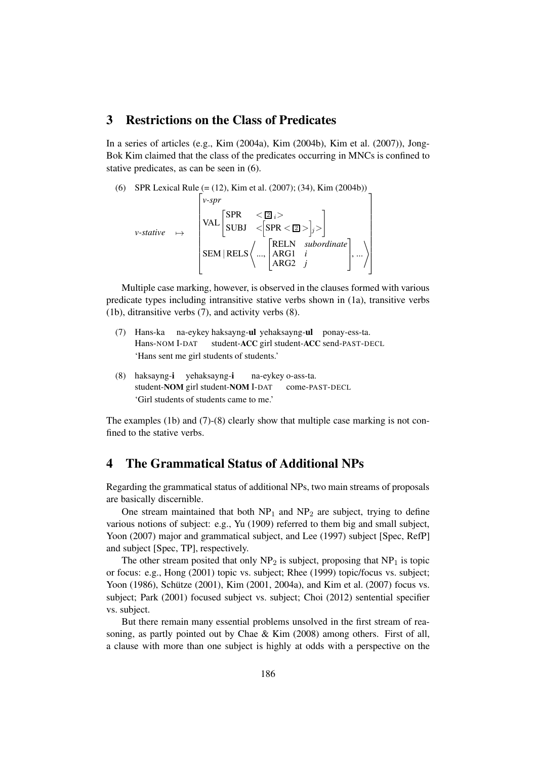## 3 Restrictions on the Class of Predicates

In a series of articles (e.g., Kim (2004a), Kim (2004b), Kim et al. (2007)), Jong-Bok Kim claimed that the class of the predicates occurring in MNCs is confined to stative predicates, as can be seen in (6).

(6) SPR Lexical Rule (= (12), Kim et al. (2007); (34), Kim (2004b))

$$
\textit{v-stative} \quad \mapsto \quad \begin{bmatrix} \textit{v-spr} \\ \text{VAL} \begin{bmatrix} \text{SPR} & < \boxed{2}_i > \\ \text{SUBJ} & < \begin{bmatrix} \text{SPR} < \boxed{2} > \end{bmatrix}_j > \end{bmatrix} \\ \text{SEM} \mid \text{RELS} \left\langle ..., \begin{bmatrix} \text{RELN} & \textit{subordinate} \\ \text{ARG1} & i \\ \text{ARG2} & j \end{bmatrix}, ... \right\rangle \end{bmatrix}
$$

Multiple case marking, however, is observed in the clauses formed with various predicate types including intransitive stative verbs shown in (1a), transitive verbs (1b), ditransitive verbs (7), and activity verbs (8).

(7) Hans-ka na-eykey haksayng-**ul** yehaksayng-**ul** ponay-ess-ta.
Hans-NOM I-DAT student-**ACC** girl student-**ACC** send-PAST-DECL
'Hans sent me girl students of students.'

(8) haksayng-**i** yehaksayng-**i** na-eykey o-ass-ta.
student-**NOM** girl student-**NOM** I-DAT come-PAST-DECL
'Girl students of students came to me.'

The examples (1b) and (7)-(8) clearly show that multiple case marking is not confined to the stative verbs.

## 4 The Grammatical Status of Additional NPs

Regarding the grammatical status of additional NPs, two main streams of proposals are basically discernible.

One stream maintained that both $NP_1$ and $NP_2$ are subject, trying to define various notions of subject: e.g., Yu (1909) referred to them big and small subject, Yoon (2007) major and grammatical subject, and Lee (1997) subject [Spec, RefP] and subject [Spec, TP], respectively.

The other stream posited that only $NP_2$ is subject, proposing that $NP_1$ is topic or focus: e.g., Hong (2001) topic vs. subject; Rhee (1999) topic/focus vs. subject; Yoon (1986), Schütze (2001), Kim (2001, 2004a), and Kim et al. (2007) focus vs. subject; Park (2001) focused subject vs. subject; Choi (2012) sentential specifier vs. subject.

But there remain many essential problems unsolved in the first stream of reasoning, as partly pointed out by Chae & Kim (2008) among others. First of all, a clause with more than one subject is highly at odds with a perspective on the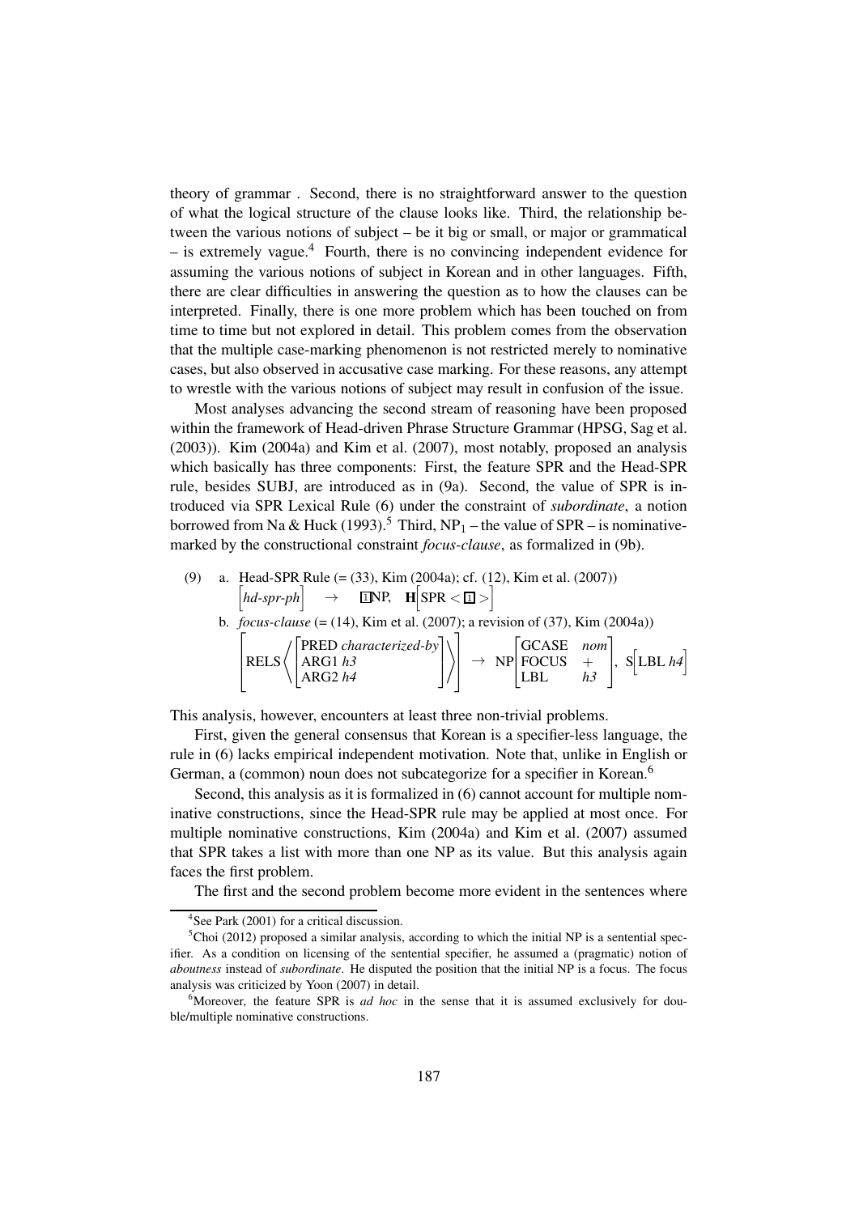theory of grammar . Second, there is no straightforward answer to the question of what the logical structure of the clause looks like. Third, the relationship between the various notions of subject – be it big or small, or major or grammatical – is extremely vague.[4] Fourth, there is no convincing independent evidence for assuming the various notions of subject in Korean and in other languages. Fifth, there are clear difficulties in answering the question as to how the clauses can be interpreted. Finally, there is one more problem which has been touched on from time to time but not explored in detail. This problem comes from the observation that the multiple case-marking phenomenon is not restricted merely to nominative cases, but also observed in accusative case marking. For these reasons, any attempt to wrestle with the various notions of subject may result in confusion of the issue.

Most analyses advancing the second stream of reasoning have been proposed within the framework of Head-driven Phrase Structure Grammar (HPSG, Sag et al. (2003)). Kim (2004a) and Kim et al. (2007), most notably, proposed an analysis which basically has three components: First, the feature SPR and the Head-SPR rule, besides SUBJ, are introduced as in (9a). Second, the value of SPR is introduced via SPR Lexical Rule (6) under the constraint of *subordinate*, a notion borrowed from Na & Huck (1993).[5] Third, $NP_1$ – the value of SPR – is nominative-marked by the constructional constraint *focus-clause*, as formalized in (9b).

(9) a. Head-SPR Rule (= (33), Kim (2004a); cf. (12), Kim et al. (2007))

$$\begin{bmatrix} \textit{hd-spr-ph} \end{bmatrix} \rightarrow \boxed{1}\text{NP}, \quad \textbf{H}\begin{bmatrix} \text{SPR} < \boxed{1} > \end{bmatrix}$$

b. *focus-clause* (= (14), Kim et al. (2007); a revision of (37), Kim (2004a))

$$\begin{bmatrix} \text{RELS} \left\langle \begin{bmatrix} \text{PRED } \textit{characterized-by} \\ \text{ARG1 } \textit{h3} \\ \text{ARG2 } \textit{h4} \end{bmatrix} \right\rangle \end{bmatrix} \rightarrow \text{NP}\begin{bmatrix} \text{GCASE} & \textit{nom} \\ \text{FOCUS} & + \\ \text{LBL} & \textit{h3} \end{bmatrix}, \ \text{S}\begin{bmatrix} \text{LBL } \textit{h4} \end{bmatrix}$$

This analysis, however, encounters at least three non-trivial problems.

First, given the general consensus that Korean is a specifier-less language, the rule in (6) lacks empirical independent motivation. Note that, unlike in English or German, a (common) noun does not subcategorize for a specifier in Korean.[6]

Second, this analysis as it is formalized in (6) cannot account for multiple nominative constructions, since the Head-SPR rule may be applied at most once. For multiple nominative constructions, Kim (2004a) and Kim et al. (2007) assumed that SPR takes a list with more than one NP as its value. But this analysis again faces the first problem.

The first and the second problem become more evident in the sentences where

[4] See Park (2001) for a critical discussion.

[5] Choi (2012) proposed a similar analysis, according to which the initial NP is a sentential specifier. As a condition on licensing of the sentential specifier, he assumed a (pragmatic) notion of *aboutness* instead of *subordinate*. He disputed the position that the initial NP is a focus. The focus analysis was criticized by Yoon (2007) in detail.

[6] Moreover, the feature SPR is *ad hoc* in the sense that it is assumed exclusively for double/multiple nominative constructions.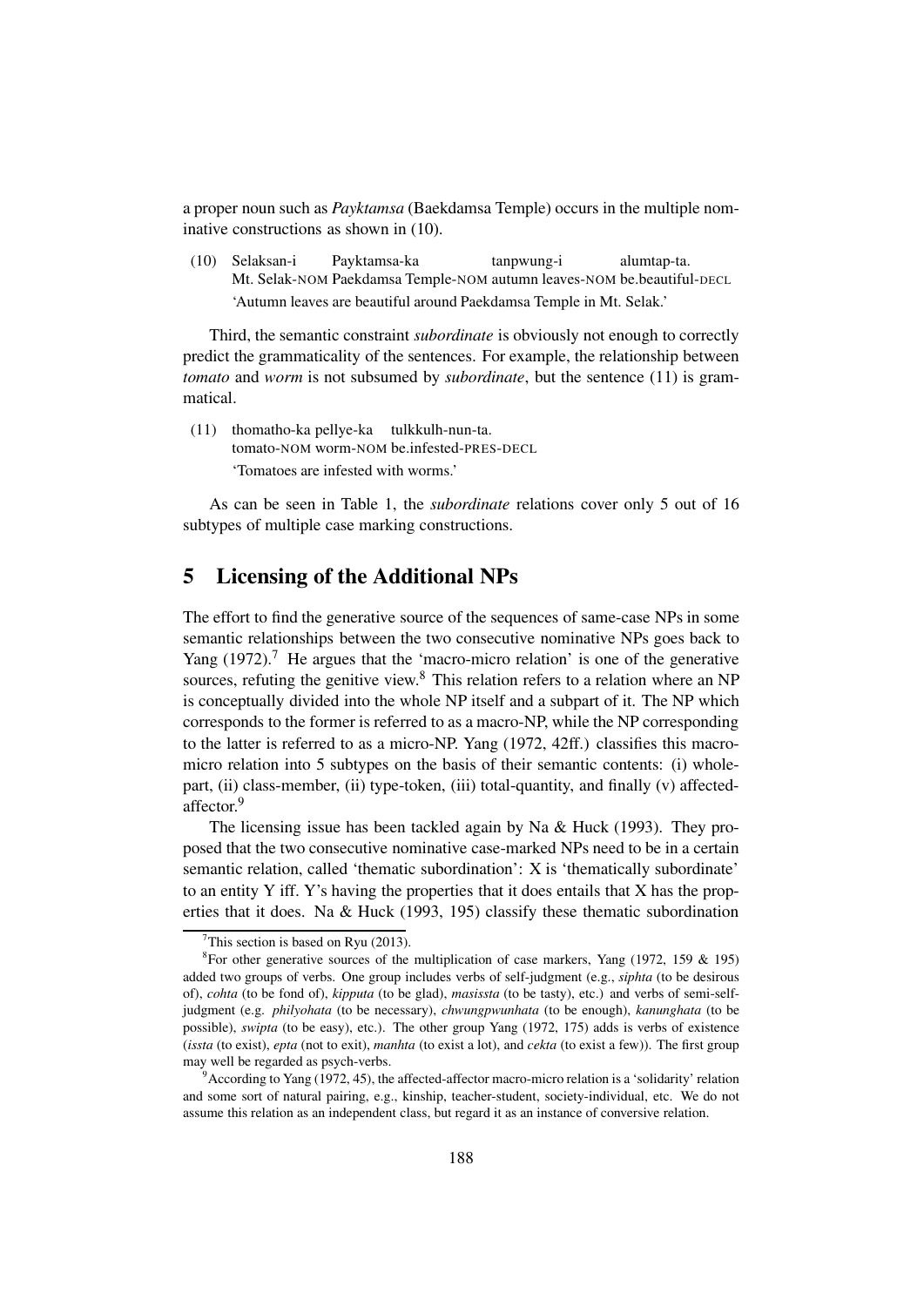a proper noun such as *Payktamsa* (Baekdamsa Temple) occurs in the multiple nominative constructions as shown in (10).

(10) Selaksan-i Payktamsa-ka tanpwung-i alumtap-ta.
Mt. Selak-NOM Paekdamsa Temple-NOM autumn leaves-NOM be.beautiful-DECL
'Autumn leaves are beautiful around Paekdamsa Temple in Mt. Selak.'

Third, the semantic constraint *subordinate* is obviously not enough to correctly predict the grammaticality of the sentences. For example, the relationship between *tomato* and *worm* is not subsumed by *subordinate*, but the sentence (11) is grammatical.

(11) thomatho-ka pellye-ka tulkkulh-nun-ta.
tomato-NOM worm-NOM be.infested-PRES-DECL
'Tomatoes are infested with worms.'

As can be seen in Table 1, the *subordinate* relations cover only 5 out of 16 subtypes of multiple case marking constructions.

## 5 Licensing of the Additional NPs

The effort to find the generative source of the sequences of same-case NPs in some semantic relationships between the two consecutive nominative NPs goes back to Yang (1972).[7] He argues that the 'macro-micro relation' is one of the generative sources, refuting the genitive view.[8] This relation refers to a relation where an NP is conceptually divided into the whole NP itself and a subpart of it. The NP which corresponds to the former is referred to as a macro-NP, while the NP corresponding to the latter is referred to as a micro-NP. Yang (1972, 42ff.) classifies this macro-micro relation into 5 subtypes on the basis of their semantic contents: (i) whole-part, (ii) class-member, (ii) type-token, (iii) total-quantity, and finally (v) affected-affector.[9]

The licensing issue has been tackled again by Na & Huck (1993). They proposed that the two consecutive nominative case-marked NPs need to be in a certain semantic relation, called 'thematic subordination': X is 'thematically subordinate' to an entity Y iff. Y's having the properties that it does entails that X has the properties that it does. Na & Huck (1993, 195) classify these thematic subordination

---

[7] This section is based on Ryu (2013).

[8] For other generative sources of the multiplication of case markers, Yang (1972, 159 & 195) added two groups of verbs. One group includes verbs of self-judgment (e.g., *siphta* (to be desirous of), *cohta* (to be fond of), *kipputa* (to be glad), *masissta* (to be tasty), etc.) and verbs of semi-self-judgment (e.g. *philyohata* (to be necessary), *chwungpwunhata* (to be enough), *kanunghata* (to be possible), *swipta* (to be easy), etc.). The other group Yang (1972, 175) adds is verbs of existence (*issta* (to exist), *epta* (not to exit), *manhta* (to exist a lot), and *cekta* (to exist a few)). The first group may well be regarded as psych-verbs.

[9] According to Yang (1972, 45), the affected-affector macro-micro relation is a 'solidarity' relation and some sort of natural pairing, e.g., kinship, teacher-student, society-individual, etc. We do not assume this relation as an independent class, but regard it as an instance of conversive relation.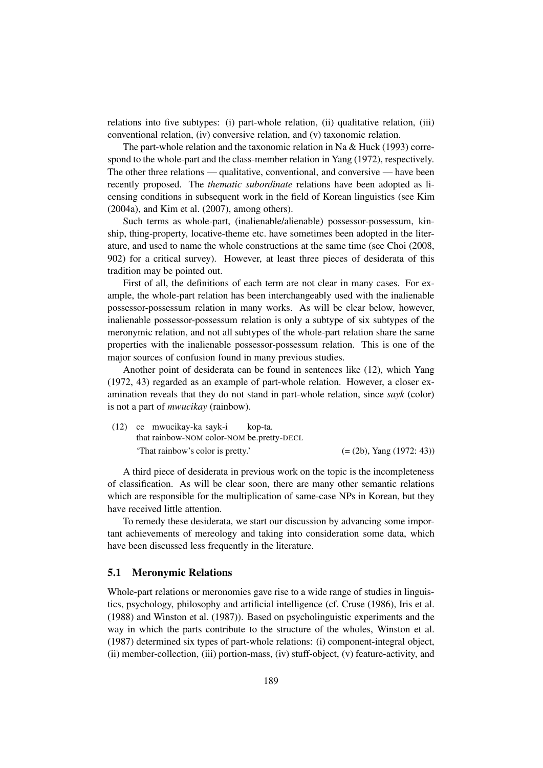relations into five subtypes: (i) part-whole relation, (ii) qualitative relation, (iii) conventional relation, (iv) conversive relation, and (v) taxonomic relation.

The part-whole relation and the taxonomic relation in Na & Huck (1993) correspond to the whole-part and the class-member relation in Yang (1972), respectively. The other three relations — qualitative, conventional, and conversive — have been recently proposed. The *thematic subordinate* relations have been adopted as licensing conditions in subsequent work in the field of Korean linguistics (see Kim (2004a), and Kim et al. (2007), among others).

Such terms as whole-part, (inalienable/alienable) possessor-possessum, kinship, thing-property, locative-theme etc. have sometimes been adopted in the literature, and used to name the whole constructions at the same time (see Choi (2008, 902) for a critical survey). However, at least three pieces of desiderata of this tradition may be pointed out.

First of all, the definitions of each term are not clear in many cases. For example, the whole-part relation has been interchangeably used with the inalienable possessor-possessum relation in many works. As will be clear below, however, inalienable possessor-possessum relation is only a subtype of six subtypes of the meronymic relation, and not all subtypes of the whole-part relation share the same properties with the inalienable possessor-possessum relation. This is one of the major sources of confusion found in many previous studies.

Another point of desiderata can be found in sentences like (12), which Yang (1972, 43) regarded as an example of part-whole relation. However, a closer examination reveals that they do not stand in part-whole relation, since *sayk* (color) is not a part of *mwucikay* (rainbow).

(12) ce mwucikay-ka sayk-i kop-ta.
 that rainbow-NOM color-NOM be.pretty-DECL
 'That rainbow's color is pretty.' (= (2b), Yang (1972: 43))

A third piece of desiderata in previous work on the topic is the incompleteness of classification. As will be clear soon, there are many other semantic relations which are responsible for the multiplication of same-case NPs in Korean, but they have received little attention.

To remedy these desiderata, we start our discussion by advancing some important achievements of mereology and taking into consideration some data, which have been discussed less frequently in the literature.

## 5.1 Meronymic Relations

Whole-part relations or meronomies gave rise to a wide range of studies in linguistics, psychology, philosophy and artificial intelligence (cf. Cruse (1986), Iris et al. (1988) and Winston et al. (1987)). Based on psycholinguistic experiments and the way in which the parts contribute to the structure of the wholes, Winston et al. (1987) determined six types of part-whole relations: (i) component-integral object, (ii) member-collection, (iii) portion-mass, (iv) stuff-object, (v) feature-activity, and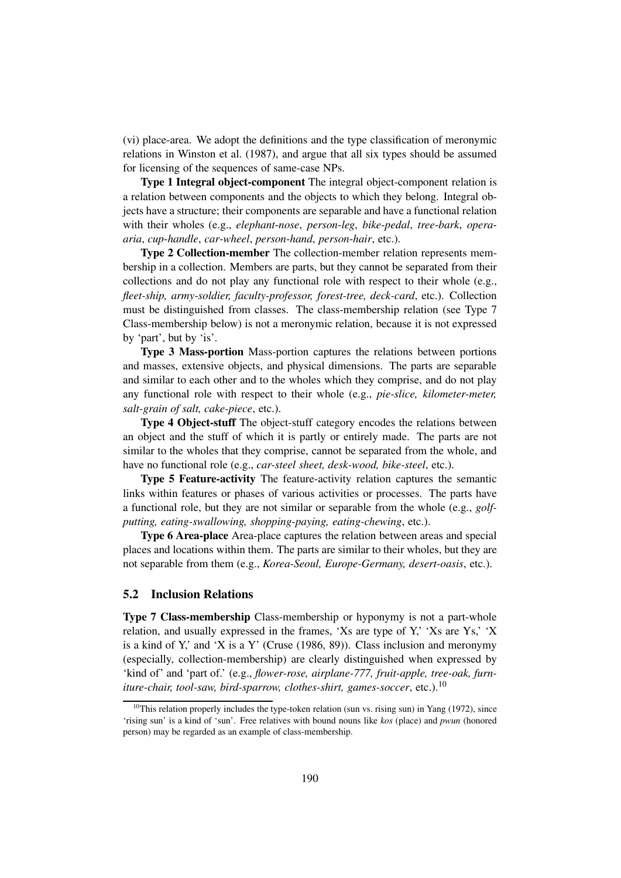(vi) place-area. We adopt the definitions and the type classification of meronymic relations in Winston et al. (1987), and argue that all six types should be assumed for licensing of the sequences of same-case NPs.

**Type 1 Integral object-component** The integral object-component relation is a relation between components and the objects to which they belong. Integral objects have a structure; their components are separable and have a functional relation with their wholes (e.g., *elephant-nose*, *person-leg*, *bike-pedal*, *tree-bark*, *opera-aria*, *cup-handle*, *car-wheel*, *person-hand*, *person-hair*, etc.).

**Type 2 Collection-member** The collection-member relation represents membership in a collection. Members are parts, but they cannot be separated from their collections and do not play any functional role with respect to their whole (e.g., *fleet-ship, army-soldier, faculty-professor, forest-tree, deck-card*, etc.). Collection must be distinguished from classes. The class-membership relation (see Type 7 Class-membership below) is not a meronymic relation, because it is not expressed by 'part', but by 'is'.

**Type 3 Mass-portion** Mass-portion captures the relations between portions and masses, extensive objects, and physical dimensions. The parts are separable and similar to each other and to the wholes which they comprise, and do not play any functional role with respect to their whole (e.g., *pie-slice, kilometer-meter, salt-grain of salt, cake-piece*, etc.).

**Type 4 Object-stuff** The object-stuff category encodes the relations between an object and the stuff of which it is partly or entirely made. The parts are not similar to the wholes that they comprise, cannot be separated from the whole, and have no functional role (e.g., *car-steel sheet, desk-wood, bike-steel*, etc.).

**Type 5 Feature-activity** The feature-activity relation captures the semantic links within features or phases of various activities or processes. The parts have a functional role, but they are not similar or separable from the whole (e.g., *golf-putting, eating-swallowing, shopping-paying, eating-chewing*, etc.).

**Type 6 Area-place** Area-place captures the relation between areas and special places and locations within them. The parts are similar to their wholes, but they are not separable from them (e.g., *Korea-Seoul, Europe-Germany, desert-oasis*, etc.).

## 5.2 Inclusion Relations

**Type 7 Class-membership** Class-membership or hyponymy is not a part-whole relation, and usually expressed in the frames, 'Xs are type of Y,' 'Xs are Ys,' 'X is a kind of Y,' and 'X is a Y' (Cruse (1986, 89)). Class inclusion and meronymy (especially, collection-membership) are clearly distinguished when expressed by 'kind of' and 'part of.' (e.g., *flower-rose, airplane-777, fruit-apple, tree-oak, furniture-chair, tool-saw, bird-sparrow, clothes-shirt, games-soccer*, etc.).[10]

[10]This relation properly includes the type-token relation (sun vs. rising sun) in Yang (1972), since 'rising sun' is a kind of 'sun'. Free relatives with bound nouns like *kos* (place) and *pwun* (honored person) may be regarded as an example of class-membership.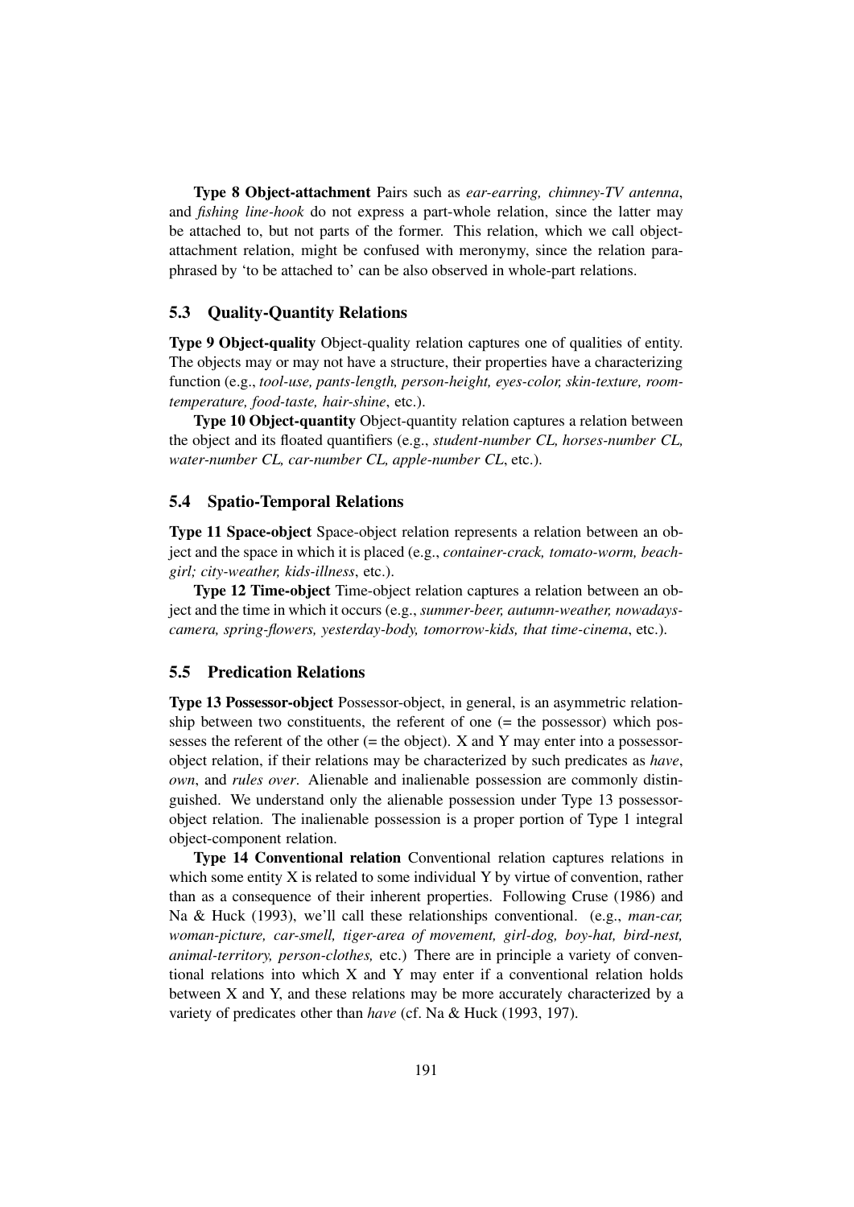**Type 8 Object-attachment** Pairs such as *ear-earring, chimney-TV antenna*, and *fishing line-hook* do not express a part-whole relation, since the latter may be attached to, but not parts of the former. This relation, which we call object-attachment relation, might be confused with meronymy, since the relation paraphrased by 'to be attached to' can be also observed in whole-part relations.

### 5.3 Quality-Quantity Relations

**Type 9 Object-quality** Object-quality relation captures one of qualities of entity. The objects may or may not have a structure, their properties have a characterizing function (e.g., *tool-use, pants-length, person-height, eyes-color, skin-texture, room-temperature, food-taste, hair-shine*, etc.).

**Type 10 Object-quantity** Object-quantity relation captures a relation between the object and its floated quantifiers (e.g., *student-number CL, horses-number CL, water-number CL, car-number CL, apple-number CL*, etc.).

### 5.4 Spatio-Temporal Relations

**Type 11 Space-object** Space-object relation represents a relation between an object and the space in which it is placed (e.g., *container-crack, tomato-worm, beach-girl; city-weather, kids-illness*, etc.).

**Type 12 Time-object** Time-object relation captures a relation between an object and the time in which it occurs (e.g., *summer-beer, autumn-weather, nowadays-camera, spring-flowers, yesterday-body, tomorrow-kids, that time-cinema*, etc.).

### 5.5 Predication Relations

**Type 13 Possessor-object** Possessor-object, in general, is an asymmetric relationship between two constituents, the referent of one (= the possessor) which possesses the referent of the other (= the object). X and Y may enter into a possessor-object relation, if their relations may be characterized by such predicates as *have*, *own*, and *rules over*. Alienable and inalienable possession are commonly distinguished. We understand only the alienable possession under Type 13 possessor-object relation. The inalienable possession is a proper portion of Type 1 integral object-component relation.

**Type 14 Conventional relation** Conventional relation captures relations in which some entity X is related to some individual Y by virtue of convention, rather than as a consequence of their inherent properties. Following Cruse (1986) and Na & Huck (1993), we'll call these relationships conventional. (e.g., *man-car, woman-picture, car-smell, tiger-area of movement, girl-dog, boy-hat, bird-nest, animal-territory, person-clothes,* etc.) There are in principle a variety of conventional relations into which X and Y may enter if a conventional relation holds between X and Y, and these relations may be more accurately characterized by a variety of predicates other than *have* (cf. Na & Huck (1993, 197).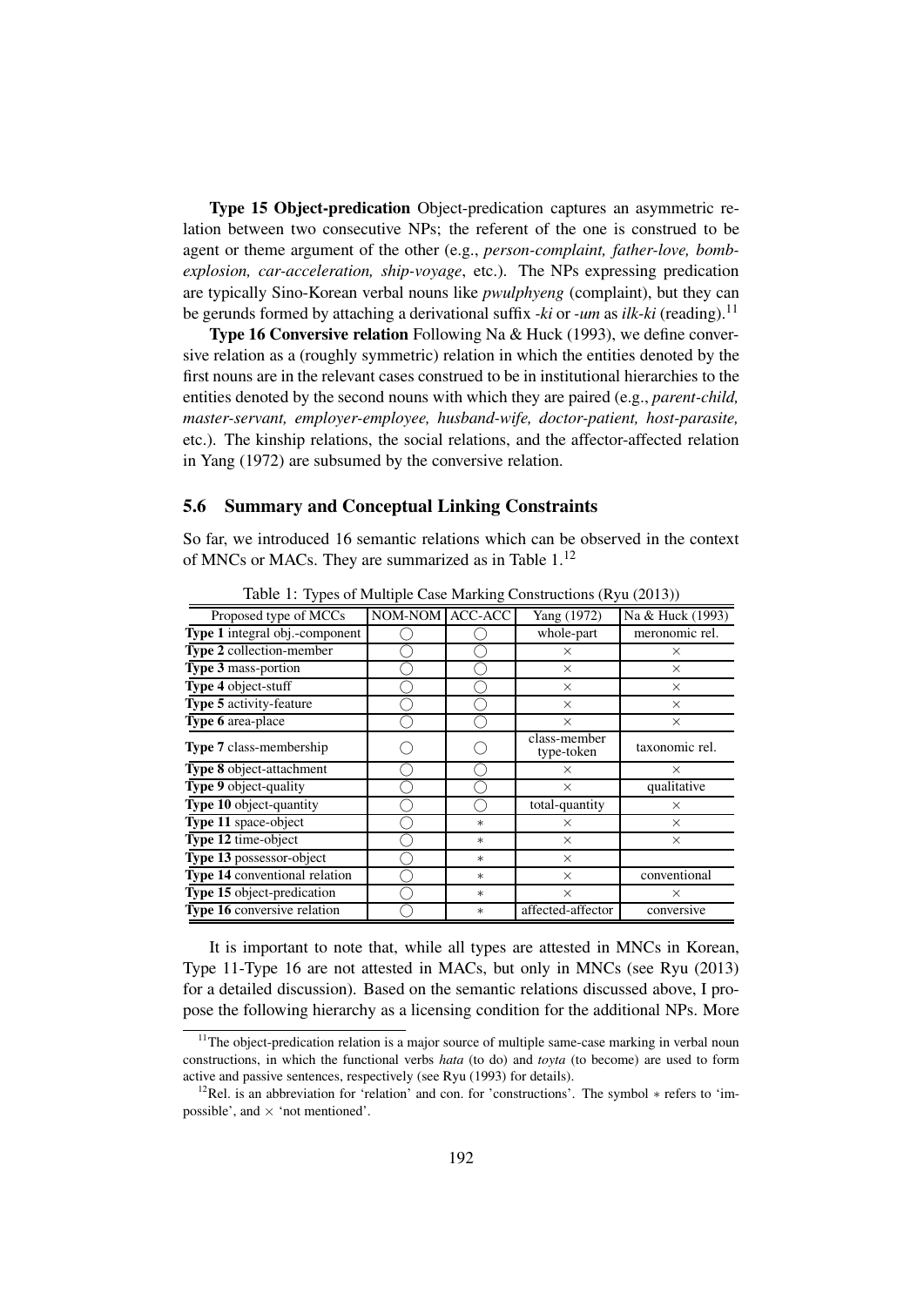**Type 15 Object-predication** Object-predication captures an asymmetric relation between two consecutive NPs; the referent of the one is construed to be agent or theme argument of the other (e.g., *person-complaint, father-love, bomb-explosion, car-acceleration, ship-voyage*, etc.). The NPs expressing predication are typically Sino-Korean verbal nouns like *pwulphyeng* (complaint), but they can be gerunds formed by attaching a derivational suffix *-ki* or *-um* as *ilk-ki* (reading).[11]

**Type 16 Conversive relation** Following Na & Huck (1993), we define conversive relation as a (roughly symmetric) relation in which the entities denoted by the first nouns are in the relevant cases construed to be in institutional hierarchies to the entities denoted by the second nouns with which they are paired (e.g., *parent-child, master-servant, employer-employee, husband-wife, doctor-patient, host-parasite,* etc.). The kinship relations, the social relations, and the affector-affected relation in Yang (1972) are subsumed by the conversive relation.

## 5.6 Summary and Conceptual Linking Constraints

So far, we introduced 16 semantic relations which can be observed in the context of MNCs or MACs. They are summarized as in Table 1.[12]

Table 1: Types of Multiple Case Marking Constructions (Ryu (2013))

| Proposed type of MCCs | NOM-NOM | ACC-ACC | Yang (1972) | Na & Huck (1993) |
|---|---|---|---|---|
| **Type 1** integral obj.-component | ◯ | ◯ | whole-part | meronomic rel. |
| **Type 2** collection-member | ◯ | ◯ | × | × |
| **Type 3** mass-portion | ◯ | ◯ | × | × |
| **Type 4** object-stuff | ◯ | ◯ | × | × |
| **Type 5** activity-feature | ◯ | ◯ | × | × |
| **Type 6** area-place | ◯ | ◯ | × | × |
| **Type 7** class-membership | ◯ | ◯ | class-member type-token | taxonomic rel. |
| **Type 8** object-attachment | ◯ | ◯ | × | × |
| **Type 9** object-quality | ◯ | ◯ | × | qualitative |
| **Type 10** object-quantity | ◯ | ◯ | total-quantity | × |
| **Type 11** space-object | ◯ | ∗ | × | × |
| **Type 12** time-object | ◯ | ∗ | × | × |
| **Type 13** possessor-object | ◯ | ∗ | × | |
| **Type 14** conventional relation | ◯ | ∗ | × | conventional |
| **Type 15** object-predication | ◯ | ∗ | × | × |
| **Type 16** conversive relation | ◯ | ∗ | affected-affector | conversive |

It is important to note that, while all types are attested in MNCs in Korean, Type 11-Type 16 are not attested in MACs, but only in MNCs (see Ryu (2013) for a detailed discussion). Based on the semantic relations discussed above, I propose the following hierarchy as a licensing condition for the additional NPs. More

[11] The object-predication relation is a major source of multiple same-case marking in verbal noun constructions, in which the functional verbs *hata* (to do) and *toyta* (to become) are used to form active and passive sentences, respectively (see Ryu (1993) for details).

[12] Rel. is an abbreviation for 'relation' and con. for 'constructions'. The symbol ∗ refers to 'impossible', and × 'not mentioned'.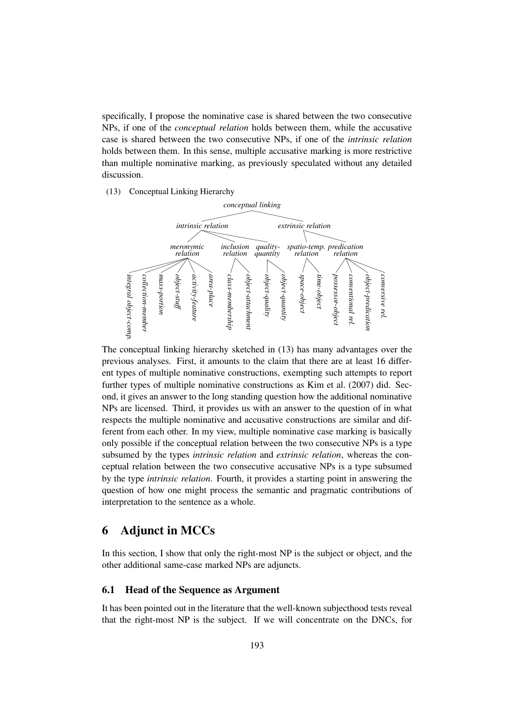specifically, I propose the nominative case is shared between the two consecutive NPs, if one of the *conceptual relation* holds between them, while the accusative case is shared between the two consecutive NPs, if one of the *intrinsic relation* holds between them. In this sense, multiple accusative marking is more restrictive than multiple nominative marking, as previously speculated without any detailed discussion.

(13) Conceptual Linking Hierarchy

```
conceptual linking
├── intrinsic relation
│   ├── meronymic relation
│   │   ├── integral object-comp.
│   │   ├── collection-member
│   │   ├── mass-portion
│   │   ├── object-stuff
│   │   ├── activity-feature
│   │   └── area-place
│   ├── inclusion relation
│   │   ├── class-membership
│   │   └── object-attachment
│   └── quality-quantity
│       ├── object-quality
│       └── object-quantity
└── extrinsic relation
    ├── spatio-temp. relation
    │   ├── space-object
    │   └── time-object
    └── predication relation
        ├── possessor-object
        ├── conventional rel.
        ├── object-predication
        └── conversive rel.
```

The conceptual linking hierarchy sketched in (13) has many advantages over the previous analyses. First, it amounts to the claim that there are at least 16 different types of multiple nominative constructions, exempting such attempts to report further types of multiple nominative constructions as Kim et al. (2007) did. Second, it gives an answer to the long standing question how the additional nominative NPs are licensed. Third, it provides us with an answer to the question of in what respects the multiple nominative and accusative constructions are similar and different from each other. In my view, multiple nominative case marking is basically only possible if the conceptual relation between the two consecutive NPs is a type subsumed by the types *intrinsic relation* and *extrinsic relation*, whereas the conceptual relation between the two consecutive accusative NPs is a type subsumed by the type *intrinsic relation*. Fourth, it provides a starting point in answering the question of how one might process the semantic and pragmatic contributions of interpretation to the sentence as a whole.

# 6 Adjunct in MCCs

In this section, I show that only the right-most NP is the subject or object, and the other additional same-case marked NPs are adjuncts.

## 6.1 Head of the Sequence as Argument

It has been pointed out in the literature that the well-known subjecthood tests reveal that the right-most NP is the subject. If we will concentrate on the DNCs, for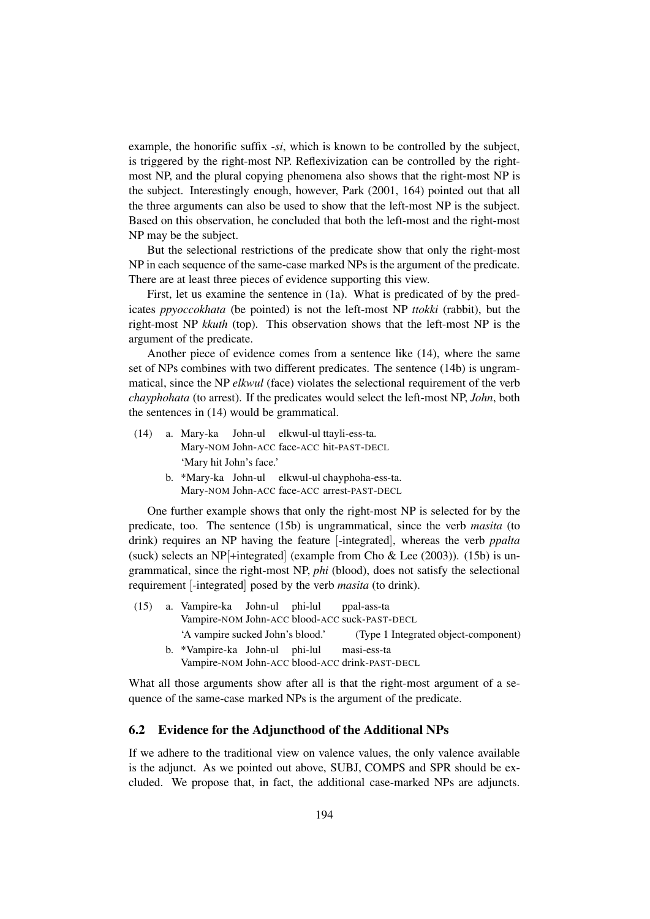example, the honorific suffix *-si*, which is known to be controlled by the subject, is triggered by the right-most NP. Reflexivization can be controlled by the right-most NP, and the plural copying phenomena also shows that the right-most NP is the subject. Interestingly enough, however, Park (2001, 164) pointed out that all the three arguments can also be used to show that the left-most NP is the subject. Based on this observation, he concluded that both the left-most and the right-most NP may be the subject.

But the selectional restrictions of the predicate show that only the right-most NP in each sequence of the same-case marked NPs is the argument of the predicate. There are at least three pieces of evidence supporting this view.

First, let us examine the sentence in (1a). What is predicated of by the predicates *ppyoccokhata* (be pointed) is not the left-most NP *ttokki* (rabbit), but the right-most NP *kkuth* (top). This observation shows that the left-most NP is the argument of the predicate.

Another piece of evidence comes from a sentence like (14), where the same set of NPs combines with two different predicates. The sentence (14b) is ungrammatical, since the NP *elkwul* (face) violates the selectional requirement of the verb *chayphohata* (to arrest). If the predicates would select the left-most NP, *John*, both the sentences in (14) would be grammatical.

(14) a. Mary-ka John-ul elkwul-ul ttayli-ess-ta.
Mary-NOM John-ACC face-ACC hit-PAST-DECL
'Mary hit John's face.'

b. *Mary-ka John-ul elkwul-ul chayphoha-ess-ta.
Mary-NOM John-ACC face-ACC arrest-PAST-DECL

One further example shows that only the right-most NP is selected for by the predicate, too. The sentence (15b) is ungrammatical, since the verb *masita* (to drink) requires an NP having the feature [-integrated], whereas the verb *ppalta* (suck) selects an NP[+integrated] (example from Cho & Lee (2003)). (15b) is ungrammatical, since the right-most NP, *phi* (blood), does not satisfy the selectional requirement [-integrated] posed by the verb *masita* (to drink).

(15) a. Vampire-ka John-ul phi-lul ppal-ass-ta
Vampire-NOM John-ACC blood-ACC suck-PAST-DECL
'A vampire sucked John's blood.' (Type 1 Integrated object-component)

b. *Vampire-ka John-ul phi-lul masi-ess-ta
Vampire-NOM John-ACC blood-ACC drink-PAST-DECL

What all those arguments show after all is that the right-most argument of a sequence of the same-case marked NPs is the argument of the predicate.

## 6.2 Evidence for the Adjuncthood of the Additional NPs

If we adhere to the traditional view on valence values, the only valence available is the adjunct. As we pointed out above, SUBJ, COMPS and SPR should be excluded. We propose that, in fact, the additional case-marked NPs are adjuncts.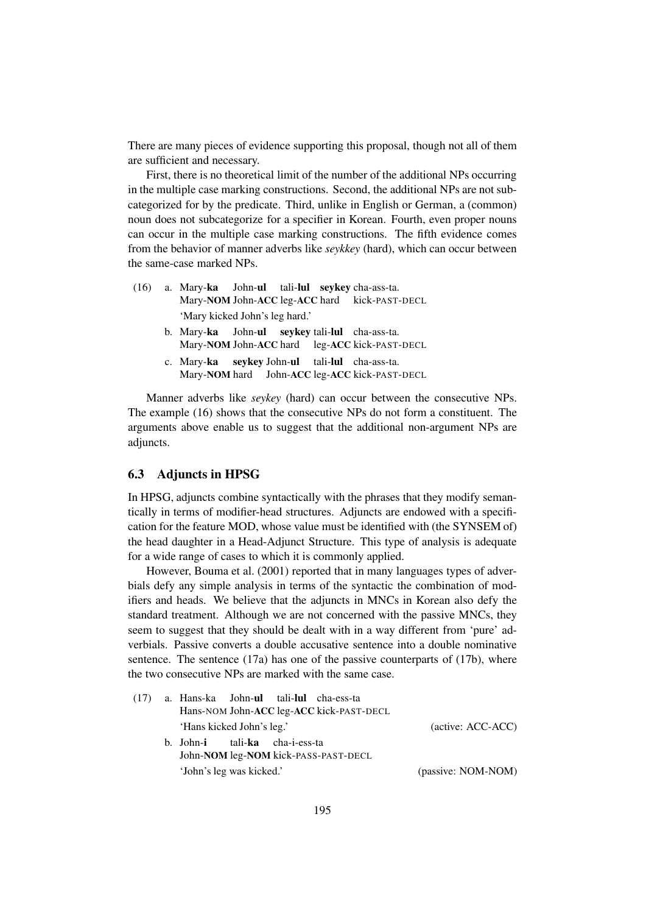There are many pieces of evidence supporting this proposal, though not all of them are sufficient and necessary.

First, there is no theoretical limit of the number of the additional NPs occurring in the multiple case marking constructions. Second, the additional NPs are not subcategorized for by the predicate. Third, unlike in English or German, a (common) noun does not subcategorize for a specifier in Korean. Fourth, even proper nouns can occur in the multiple case marking constructions. The fifth evidence comes from the behavior of manner adverbs like *seykkey* (hard), which can occur between the same-case marked NPs.

(16) a. Mary-**ka** John-**ul** tali-**lul** **seykey** cha-ass-ta.
Mary-**NOM** John-**ACC** leg-**ACC** hard kick-PAST-DECL
'Mary kicked John's leg hard.'

b. Mary-**ka** John-**ul** **seykey** tali-**lul** cha-ass-ta.
Mary-**NOM** John-**ACC** hard leg-**ACC** kick-PAST-DECL

c. Mary-**ka** **seykey** John-**ul** tali-**lul** cha-ass-ta.
Mary-**NOM** hard John-**ACC** leg-**ACC** kick-PAST-DECL

Manner adverbs like *seykey* (hard) can occur between the consecutive NPs. The example (16) shows that the consecutive NPs do not form a constituent. The arguments above enable us to suggest that the additional non-argument NPs are adjuncts.

## 6.3 Adjuncts in HPSG

In HPSG, adjuncts combine syntactically with the phrases that they modify semantically in terms of modifier-head structures. Adjuncts are endowed with a specification for the feature MOD, whose value must be identified with (the SYNSEM of) the head daughter in a Head-Adjunct Structure. This type of analysis is adequate for a wide range of cases to which it is commonly applied.

However, Bouma et al. (2001) reported that in many languages types of adverbials defy any simple analysis in terms of the syntactic the combination of modifiers and heads. We believe that the adjuncts in MNCs in Korean also defy the standard treatment. Although we are not concerned with the passive MNCs, they seem to suggest that they should be dealt with in a way different from 'pure' adverbials. Passive converts a double accusative sentence into a double nominative sentence. The sentence (17a) has one of the passive counterparts of (17b), where the two consecutive NPs are marked with the same case.

(17) a. Hans-ka John-**ul** tali-**lul** cha-ess-ta
Hans-NOM John-**ACC** leg-**ACC** kick-PAST-DECL
'Hans kicked John's leg.' (active: ACC-ACC)

b. John-**i** tali-**ka** cha-i-ess-ta
John-**NOM** leg-**NOM** kick-PASS-PAST-DECL
'John's leg was kicked.' (passive: NOM-NOM)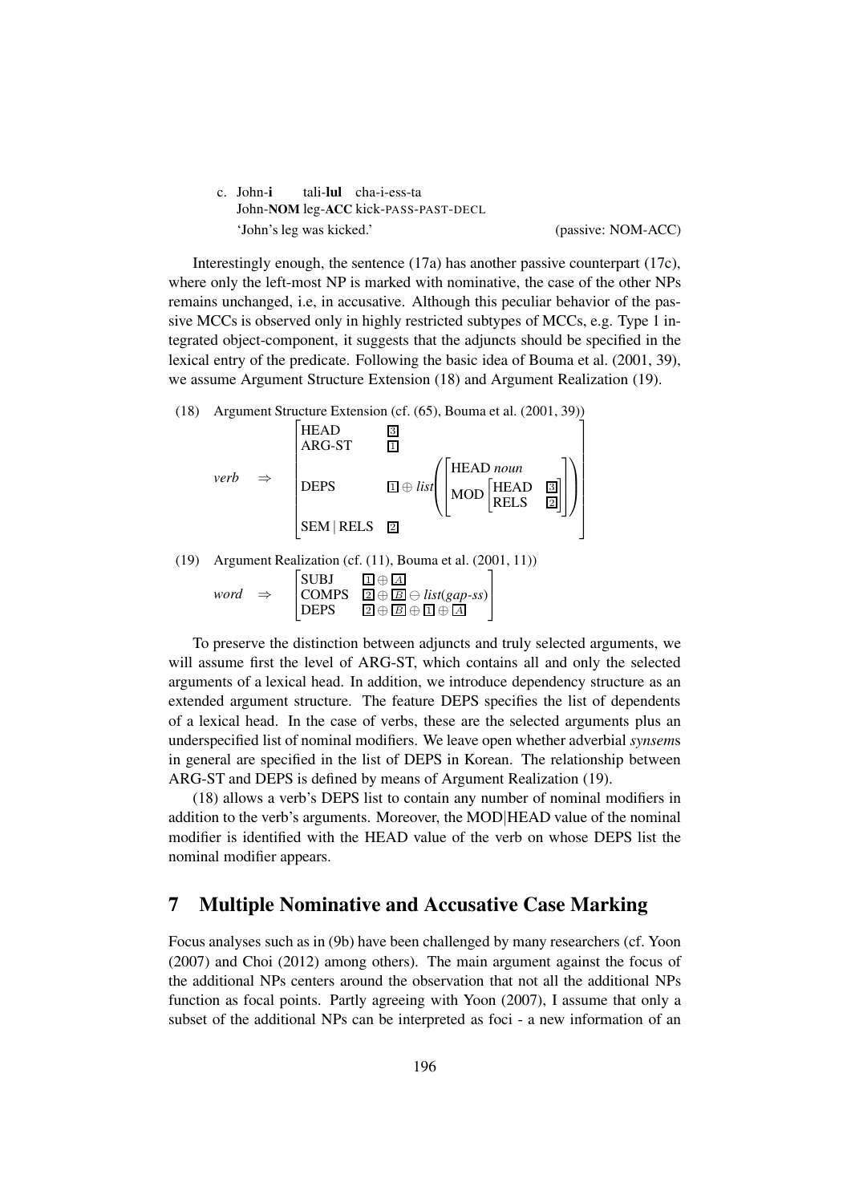c. John-**i** tali-**lul** cha-i-ess-ta
   John-**NOM** leg-**ACC** kick-PASS-PAST-DECL
   'John's leg was kicked.' (passive: NOM-ACC)

Interestingly enough, the sentence (17a) has another passive counterpart (17c), where only the left-most NP is marked with nominative, the case of the other NPs remains unchanged, i.e, in accusative. Although this peculiar behavior of the passive MCCs is observed only in highly restricted subtypes of MCCs, e.g. Type 1 integrated object-component, it suggests that the adjuncts should be specified in the lexical entry of the predicate. Following the basic idea of Bouma et al. (2001, 39), we assume Argument Structure Extension (18) and Argument Realization (19).

(18) Argument Structure Extension (cf. (65), Bouma et al. (2001, 39))

$$
\textit{verb} \Rightarrow \begin{bmatrix} \text{HEAD} & \boxed{3} \\ \text{ARG-ST} & \boxed{1} \\ \text{DEPS} & \boxed{1} \oplus \textit{list}\left(\begin{bmatrix} \text{HEAD } \textit{noun} \\ \text{MOD} \begin{bmatrix} \text{HEAD} & \boxed{3} \\ \text{RELS} & \boxed{2} \end{bmatrix} \end{bmatrix}\right) \\ \text{SEM} \mid \text{RELS} & \boxed{2} \end{bmatrix}
$$

(19) Argument Realization (cf. (11), Bouma et al. (2001, 11))

$$
\textit{word} \Rightarrow \begin{bmatrix} \text{SUBJ} & \boxed{1} \oplus \boxed{A} \\ \text{COMPS} & \boxed{2} \oplus \boxed{B} \ominus \textit{list(gap-ss)} \\ \text{DEPS} & \boxed{2} \oplus \boxed{B} \oplus \boxed{1} \oplus \boxed{A} \end{bmatrix}
$$

To preserve the distinction between adjuncts and truly selected arguments, we will assume first the level of ARG-ST, which contains all and only the selected arguments of a lexical head. In addition, we introduce dependency structure as an extended argument structure. The feature DEPS specifies the list of dependents of a lexical head. In the case of verbs, these are the selected arguments plus an underspecified list of nominal modifiers. We leave open whether adverbial *synsem*s in general are specified in the list of DEPS in Korean. The relationship between ARG-ST and DEPS is defined by means of Argument Realization (19).

(18) allows a verb's DEPS list to contain any number of nominal modifiers in addition to the verb's arguments. Moreover, the MOD|HEAD value of the nominal modifier is identified with the HEAD value of the verb on whose DEPS list the nominal modifier appears.

## 7 Multiple Nominative and Accusative Case Marking

Focus analyses such as in (9b) have been challenged by many researchers (cf. Yoon (2007) and Choi (2012) among others). The main argument against the focus of the additional NPs centers around the observation that not all the additional NPs function as focal points. Partly agreeing with Yoon (2007), I assume that only a subset of the additional NPs can be interpreted as foci - a new information of an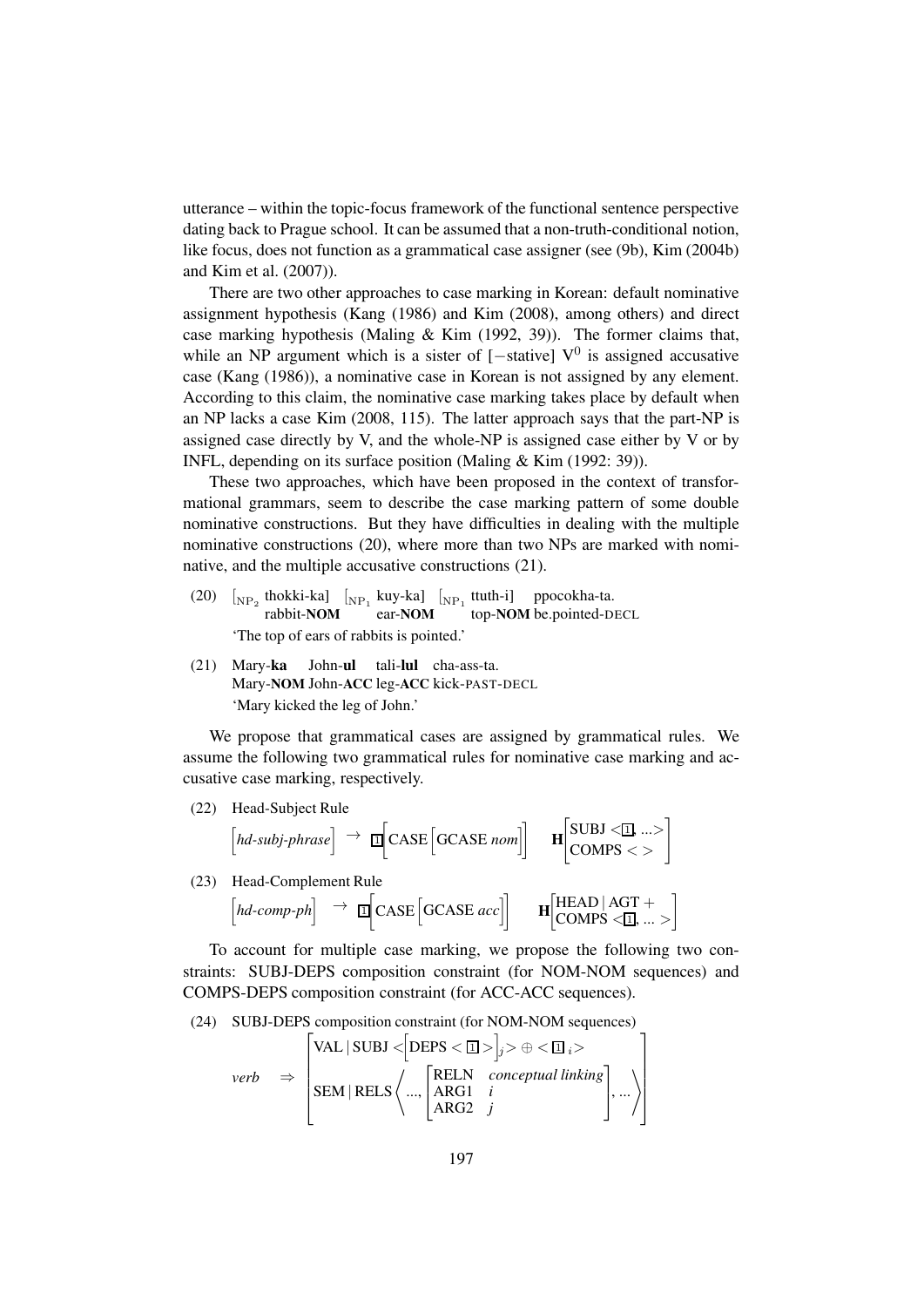utterance – within the topic-focus framework of the functional sentence perspective dating back to Prague school. It can be assumed that a non-truth-conditional notion, like focus, does not function as a grammatical case assigner (see (9b), Kim (2004b) and Kim et al. (2007)).

There are two other approaches to case marking in Korean: default nominative assignment hypothesis (Kang (1986) and Kim (2008), among others) and direct case marking hypothesis (Maling & Kim (1992, 39)). The former claims that, while an NP argument which is a sister of [−stative] $V^0$ is assigned accusative case (Kang (1986)), a nominative case in Korean is not assigned by any element. According to this claim, the nominative case marking takes place by default when an NP lacks a case Kim (2008, 115). The latter approach says that the part-NP is assigned case directly by V, and the whole-NP is assigned case either by V or by INFL, depending on its surface position (Maling & Kim (1992: 39)).

These two approaches, which have been proposed in the context of transformational grammars, seem to describe the case marking pattern of some double nominative constructions. But they have difficulties in dealing with the multiple nominative constructions (20), where more than two NPs are marked with nominative, and the multiple accusative constructions (21).

(20) $[_{NP_2}$ thokki-ka] $[_{NP_1}$ kuy-ka] $[_{NP_1}$ ttuth-i] ppocokha-ta.
rabbit-**NOM** ear-**NOM** top-**NOM** be.pointed-DECL
'The top of ears of rabbits is pointed.'

(21) Mary-**ka** John-**ul** tali-**lul** cha-ass-ta.
Mary-**NOM** John-**ACC** leg-**ACC** kick-PAST-DECL
'Mary kicked the leg of John.'

We propose that grammatical cases are assigned by grammatical rules. We assume the following two grammatical rules for nominative case marking and accusative case marking, respectively.

(22) Head-Subject Rule

$$\begin{bmatrix} \textit{hd-subj-phrase} \end{bmatrix} \rightarrow \boxed{1}\begin{bmatrix} \text{CASE}\begin{bmatrix}\text{GCASE } \textit{nom}\end{bmatrix} \end{bmatrix} \quad \mathbf{H}\begin{bmatrix} \text{SUBJ} < \boxed{1}, ... > \\ \text{COMPS} < > \end{bmatrix}$$

(23) Head-Complement Rule

$$\begin{bmatrix} \textit{hd-comp-ph} \end{bmatrix} \rightarrow \boxed{1}\begin{bmatrix} \text{CASE}\begin{bmatrix}\text{GCASE } \textit{acc}\end{bmatrix} \end{bmatrix} \quad \mathbf{H}\begin{bmatrix} \text{HEAD} \mid \text{AGT} + \\ \text{COMPS} < \boxed{1}, ... > \end{bmatrix}$$

To account for multiple case marking, we propose the following two constraints: SUBJ-DEPS composition constraint (for NOM-NOM sequences) and COMPS-DEPS composition constraint (for ACC-ACC sequences).

(24) SUBJ-DEPS composition constraint (for NOM-NOM sequences)

$$\textit{verb} \Rightarrow \begin{bmatrix} \text{VAL} \mid \text{SUBJ} < \begin{bmatrix}\text{DEPS} < \boxed{1} > \end{bmatrix}_j > \oplus < \boxed{1}_i > \\ \text{SEM} \mid \text{RELS} \left\langle ..., \begin{bmatrix} \text{RELN} & \textit{conceptual linking} \\ \text{ARG1} & i \\ \text{ARG2} & j \end{bmatrix}, ... \right\rangle \end{bmatrix}$$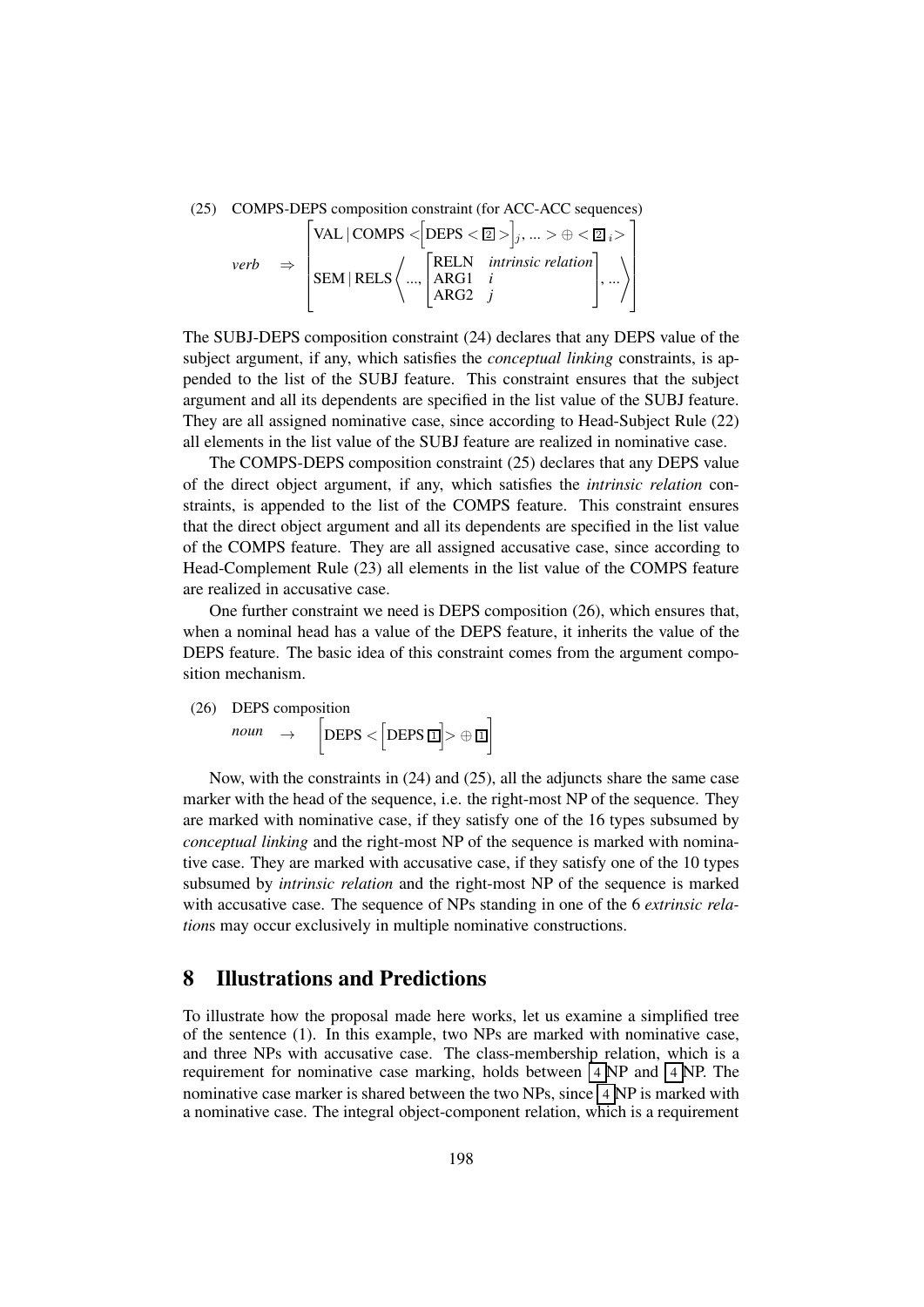(25) COMPS-DEPS composition constraint (for ACC-ACC sequences)

$$verb \Rightarrow \begin{bmatrix} \text{VAL} \mid \text{COMPS} < \Big[\text{DEPS} < \boxed{2} > \Big]_j, ... > \oplus < \boxed{2}_i > \\ \text{SEM} \mid \text{RELS} \left\langle ..., \begin{bmatrix} \text{RELN} & \textit{intrinsic relation} \\ \text{ARG1} & i \\ \text{ARG2} & j \end{bmatrix}, ... \right\rangle \end{bmatrix}$$

The SUBJ-DEPS composition constraint (24) declares that any DEPS value of the subject argument, if any, which satisfies the *conceptual linking* constraints, is appended to the list of the SUBJ feature. This constraint ensures that the subject argument and all its dependents are specified in the list value of the SUBJ feature. They are all assigned nominative case, since according to Head-Subject Rule (22) all elements in the list value of the SUBJ feature are realized in nominative case.

The COMPS-DEPS composition constraint (25) declares that any DEPS value of the direct object argument, if any, which satisfies the *intrinsic relation* constraints, is appended to the list of the COMPS feature. This constraint ensures that the direct object argument and all its dependents are specified in the list value of the COMPS feature. They are all assigned accusative case, since according to Head-Complement Rule (23) all elements in the list value of the COMPS feature are realized in accusative case.

One further constraint we need is DEPS composition (26), which ensures that, when a nominal head has a value of the DEPS feature, it inherits the value of the DEPS feature. The basic idea of this constraint comes from the argument composition mechanism.

(26) DEPS composition

$$noun \rightarrow \Big[\text{DEPS} < \Big[\text{DEPS}\ \boxed{1}\Big] > \oplus\ \boxed{1}\Big]$$

Now, with the constraints in (24) and (25), all the adjuncts share the same case marker with the head of the sequence, i.e. the right-most NP of the sequence. They are marked with nominative case, if they satisfy one of the 16 types subsumed by *conceptual linking* and the right-most NP of the sequence is marked with nominative case. They are marked with accusative case, if they satisfy one of the 10 types subsumed by *intrinsic relation* and the right-most NP of the sequence is marked with accusative case. The sequence of NPs standing in one of the 6 *extrinsic relation*s may occur exclusively in multiple nominative constructions.

## 8 Illustrations and Predictions

To illustrate how the proposal made here works, let us examine a simplified tree of the sentence (1). In this example, two NPs are marked with nominative case, and three NPs with accusative case. The class-membership relation, which is a requirement for nominative case marking, holds between $\boxed{4}$NP and $\boxed{4}$NP. The nominative case marker is shared between the two NPs, since $\boxed{4}$NP is marked with a nominative case. The integral object-component relation, which is a requirement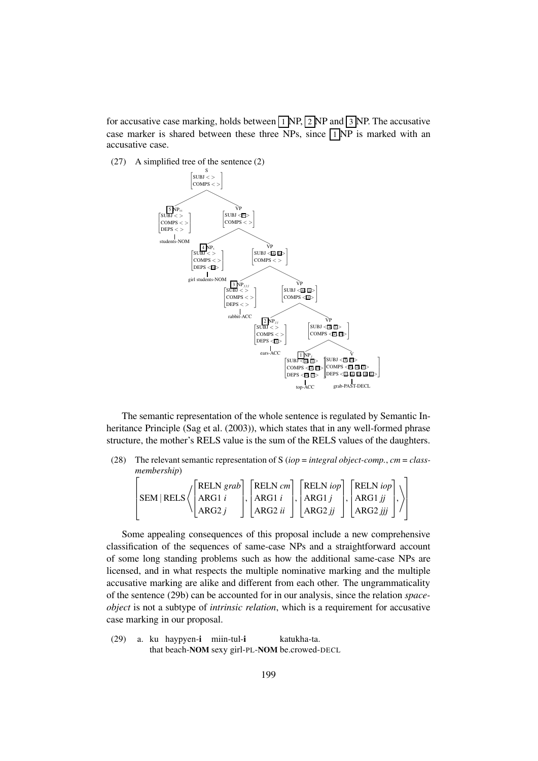for accusative case marking, holds between [1] NP, [2] NP and [3] NP. The accusative case marker is shared between these three NPs, since [1] NP is marked with an accusative case.

(27) A simplified tree of the sentence (2)

```
S [SUBJ < >, COMPS < >]
├── [5] NP_ii [SUBJ < >, COMPS < >, DEPS < >]
│     students-NOM
└── VP [SUBJ <[5]>, COMPS < >]
    ├── [4] NP_i [SUBJ < >, COMPS < >, DEPS <[5]>]
    │     girl students-NOM
    └── VP [SUBJ <[4],[5]>, COMPS < >]
        ├── [3] NP_jjj [SUBJ < >, COMPS < >, DEPS < >]
        │     rabbit-ACC
        └── VP [SUBJ <[4],[5]>, COMPS <[3]>]
            ├── [2] NP_jj [SUBJ < >, COMPS < >, DEPS <[3]>]
            │     ears-ACC
            └── VP [SUBJ <[4],[5]>, COMPS <[2],[3]>]
                ├── [1] NP_j [SUBJ <[4],[5]>, COMPS <[2],[3]>, DEPS <[2],[3]>]
                │     top-ACC
                └── V [SUBJ <[4],[5]>, COMPS <[1],[2],[3]>, DEPS <[1],[2],[3],[4],[5]>]
                      grab-PAST-DECL
```

The semantic representation of the whole sentence is regulated by Semantic Inheritance Principle (Sag et al. (2003)), which states that in any well-formed phrase structure, the mother's RELS value is the sum of the RELS values of the daughters.

(28) The relevant semantic representation of S (*iop* = *integral object-comp.*, *cm* = *class-membership*)

$$\left[ \text{SEM} \mid \text{RELS} \left\langle \begin{bmatrix} \text{RELN } \textit{grab} \\ \text{ARG1 } i \\ \text{ARG2 } j \end{bmatrix}, \begin{bmatrix} \text{RELN } \textit{cm} \\ \text{ARG1 } i \\ \text{ARG2 } ii \end{bmatrix}, \begin{bmatrix} \text{RELN } \textit{iop} \\ \text{ARG1 } j \\ \text{ARG2 } jj \end{bmatrix}, \begin{bmatrix} \text{RELN } \textit{iop} \\ \text{ARG1 } jj \\ \text{ARG2 } jjj \end{bmatrix}, \right\rangle \right]$$

Some appealing consequences of this proposal include a new comprehensive classification of the sequences of same-case NPs and a straightforward account of some long standing problems such as how the additional same-case NPs are licensed, and in what respects the multiple nominative marking and the multiple accusative marking are alike and different from each other. The ungrammaticality of the sentence (29b) can be accounted for in our analysis, since the relation *space-object* is not a subtype of *intrinsic relation*, which is a requirement for accusative case marking in our proposal.

(29) a. ku haypyen-**i** miin-tul-**i** katukha-ta.
that beach-**NOM** sexy girl-PL-**NOM** be.crowed-DECL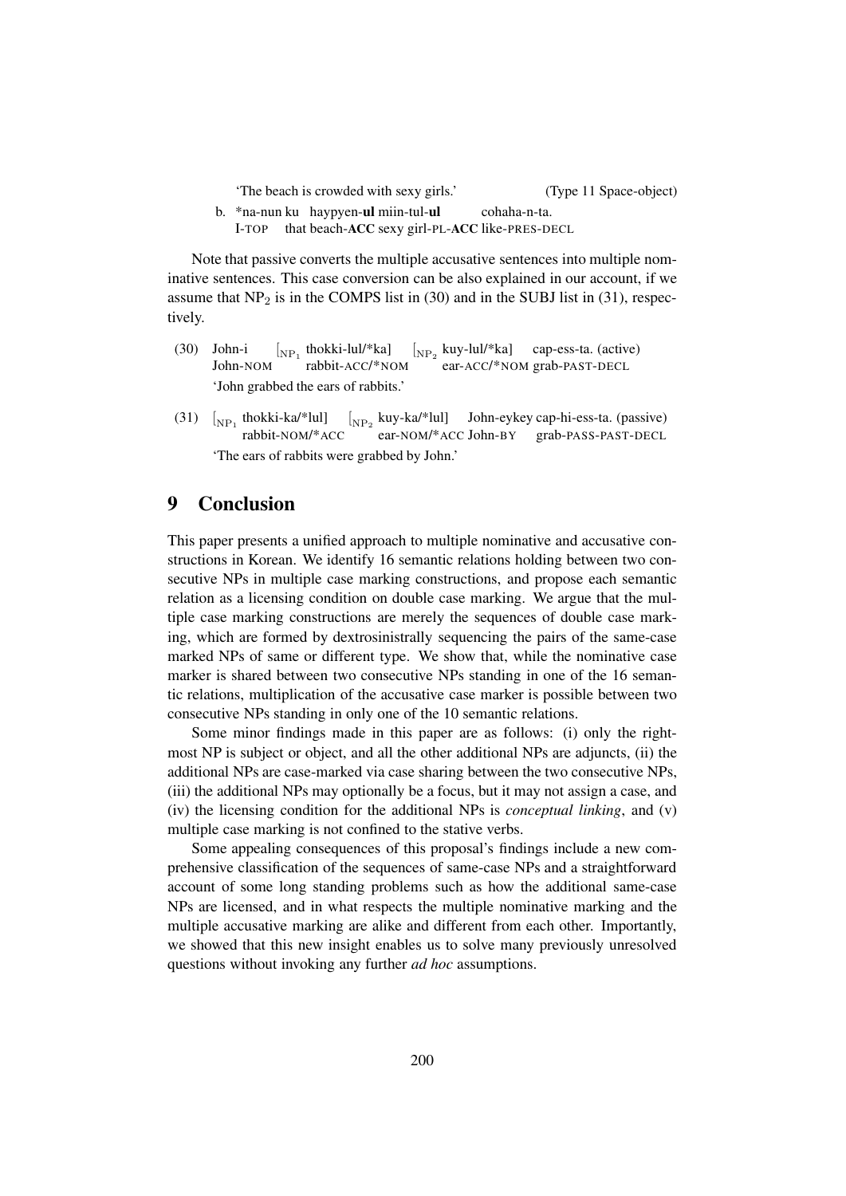'The beach is crowded with sexy girls.' (Type 11 Space-object)

b. *na-nun ku haypyen-**ul** miin-tul-**ul** cohaha-n-ta.
I-TOP that beach-**ACC** sexy girl-PL-**ACC** like-PRES-DECL

Note that passive converts the multiple accusative sentences into multiple nominative sentences. This case conversion can be also explained in our account, if we assume that $NP_2$ is in the COMPS list in (30) and in the SUBJ list in (31), respectively.

(30) John-i [$_{NP_1}$ thokki-lul/*ka] [$_{NP_2}$ kuy-lul/*ka] cap-ess-ta. (active)
John-NOM rabbit-ACC/*NOM ear-ACC/*NOM grab-PAST-DECL
'John grabbed the ears of rabbits.'

(31) [$_{NP_1}$ thokki-ka/*lul] [$_{NP_2}$ kuy-ka/*lul] John-eykey cap-hi-ess-ta. (passive)
rabbit-NOM/*ACC ear-NOM/*ACC John-BY grab-PASS-PAST-DECL
'The ears of rabbits were grabbed by John.'

# 9 Conclusion

This paper presents a unified approach to multiple nominative and accusative constructions in Korean. We identify 16 semantic relations holding between two consecutive NPs in multiple case marking constructions, and propose each semantic relation as a licensing condition on double case marking. We argue that the multiple case marking constructions are merely the sequences of double case marking, which are formed by dextrosinistrally sequencing the pairs of the same-case marked NPs of same or different type. We show that, while the nominative case marker is shared between two consecutive NPs standing in one of the 16 semantic relations, multiplication of the accusative case marker is possible between two consecutive NPs standing in only one of the 10 semantic relations.

Some minor findings made in this paper are as follows: (i) only the rightmost NP is subject or object, and all the other additional NPs are adjuncts, (ii) the additional NPs are case-marked via case sharing between the two consecutive NPs, (iii) the additional NPs may optionally be a focus, but it may not assign a case, and (iv) the licensing condition for the additional NPs is *conceptual linking*, and (v) multiple case marking is not confined to the stative verbs.

Some appealing consequences of this proposal's findings include a new comprehensive classification of the sequences of same-case NPs and a straightforward account of some long standing problems such as how the additional same-case NPs are licensed, and in what respects the multiple nominative marking and the multiple accusative marking are alike and different from each other. Importantly, we showed that this new insight enables us to solve many previously unresolved questions without invoking any further *ad hoc* assumptions.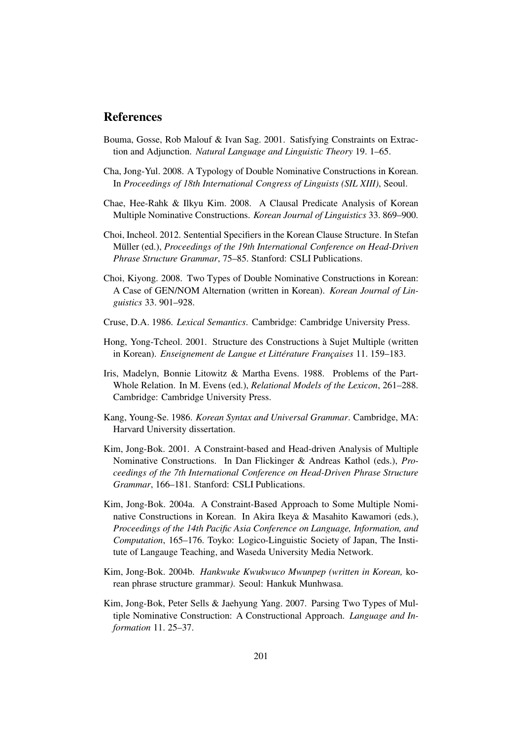## References

Bouma, Gosse, Rob Malouf & Ivan Sag. 2001. Satisfying Constraints on Extraction and Adjunction. *Natural Language and Linguistic Theory* 19. 1–65.

Cha, Jong-Yul. 2008. A Typology of Double Nominative Constructions in Korean. In *Proceedings of 18th International Congress of Linguists (SIL XIII)*, Seoul.

Chae, Hee-Rahk & Ilkyu Kim. 2008. A Clausal Predicate Analysis of Korean Multiple Nominative Constructions. *Korean Journal of Linguistics* 33. 869–900.

Choi, Incheol. 2012. Sentential Specifiers in the Korean Clause Structure. In Stefan Müller (ed.), *Proceedings of the 19th International Conference on Head-Driven Phrase Structure Grammar*, 75–85. Stanford: CSLI Publications.

Choi, Kiyong. 2008. Two Types of Double Nominative Constructions in Korean: A Case of GEN/NOM Alternation (written in Korean). *Korean Journal of Linguistics* 33. 901–928.

Cruse, D.A. 1986. *Lexical Semantics*. Cambridge: Cambridge University Press.

Hong, Yong-Tcheol. 2001. Structure des Constructions à Sujet Multiple (written in Korean). *Enseignement de Langue et Littérature Françaises* 11. 159–183.

Iris, Madelyn, Bonnie Litowitz & Martha Evens. 1988. Problems of the Part-Whole Relation. In M. Evens (ed.), *Relational Models of the Lexicon*, 261–288. Cambridge: Cambridge University Press.

Kang, Young-Se. 1986. *Korean Syntax and Universal Grammar*. Cambridge, MA: Harvard University dissertation.

Kim, Jong-Bok. 2001. A Constraint-based and Head-driven Analysis of Multiple Nominative Constructions. In Dan Flickinger & Andreas Kathol (eds.), *Proceedings of the 7th International Conference on Head-Driven Phrase Structure Grammar*, 166–181. Stanford: CSLI Publications.

Kim, Jong-Bok. 2004a. A Constraint-Based Approach to Some Multiple Nominative Constructions in Korean. In Akira Ikeya & Masahito Kawamori (eds.), *Proceedings of the 14th Pacific Asia Conference on Language, Information, and Computation*, 165–176. Toyko: Logico-Linguistic Society of Japan, The Institute of Langauge Teaching, and Waseda University Media Network.

Kim, Jong-Bok. 2004b. *Hankwuke Kwukwuco Mwunpep (written in Korean,* korean phrase structure grammar*)*. Seoul: Hankuk Munhwasa.

Kim, Jong-Bok, Peter Sells & Jaehyung Yang. 2007. Parsing Two Types of Multiple Nominative Construction: A Constructional Approach. *Language and Information* 11. 25–37.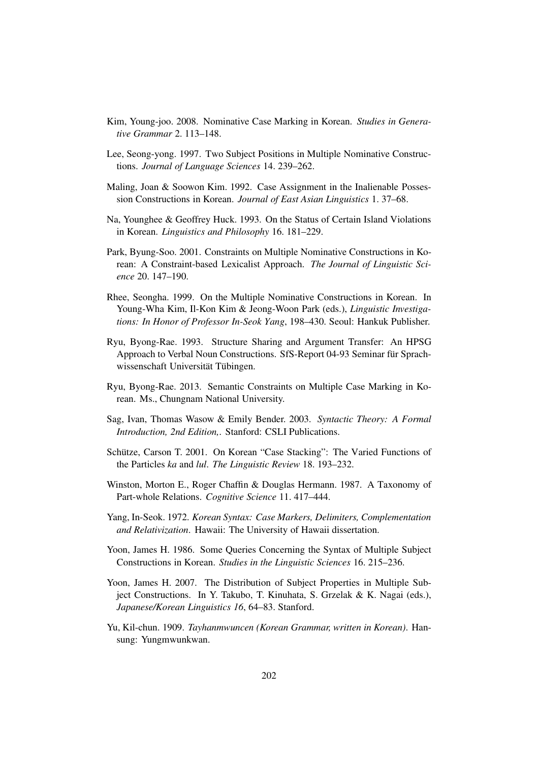Kim, Young-joo. 2008. Nominative Case Marking in Korean. *Studies in Generative Grammar* 2. 113–148.

Lee, Seong-yong. 1997. Two Subject Positions in Multiple Nominative Constructions. *Journal of Language Sciences* 14. 239–262.

Maling, Joan & Soowon Kim. 1992. Case Assignment in the Inalienable Possession Constructions in Korean. *Journal of East Asian Linguistics* 1. 37–68.

Na, Younghee & Geoffrey Huck. 1993. On the Status of Certain Island Violations in Korean. *Linguistics and Philosophy* 16. 181–229.

Park, Byung-Soo. 2001. Constraints on Multiple Nominative Constructions in Korean: A Constraint-based Lexicalist Approach. *The Journal of Linguistic Science* 20. 147–190.

Rhee, Seongha. 1999. On the Multiple Nominative Constructions in Korean. In Young-Wha Kim, Il-Kon Kim & Jeong-Woon Park (eds.), *Linguistic Investigations: In Honor of Professor In-Seok Yang*, 198–430. Seoul: Hankuk Publisher.

Ryu, Byong-Rae. 1993. Structure Sharing and Argument Transfer: An HPSG Approach to Verbal Noun Constructions. SfS-Report 04-93 Seminar für Sprachwissenschaft Universität Tübingen.

Ryu, Byong-Rae. 2013. Semantic Constraints on Multiple Case Marking in Korean. Ms., Chungnam National University.

Sag, Ivan, Thomas Wasow & Emily Bender. 2003. *Syntactic Theory: A Formal Introduction, 2nd Edition,*. Stanford: CSLI Publications.

Schütze, Carson T. 2001. On Korean "Case Stacking": The Varied Functions of the Particles *ka* and *lul*. *The Linguistic Review* 18. 193–232.

Winston, Morton E., Roger Chaffin & Douglas Hermann. 1987. A Taxonomy of Part-whole Relations. *Cognitive Science* 11. 417–444.

Yang, In-Seok. 1972. *Korean Syntax: Case Markers, Delimiters, Complementation and Relativization*. Hawaii: The University of Hawaii dissertation.

Yoon, James H. 1986. Some Queries Concerning the Syntax of Multiple Subject Constructions in Korean. *Studies in the Linguistic Sciences* 16. 215–236.

Yoon, James H. 2007. The Distribution of Subject Properties in Multiple Subject Constructions. In Y. Takubo, T. Kinuhata, S. Grzelak & K. Nagai (eds.), *Japanese/Korean Linguistics 16*, 64–83. Stanford.

Yu, Kil-chun. 1909. *Tayhanmwuncen (Korean Grammar, written in Korean)*. Hansung: Yungmwunkwan.